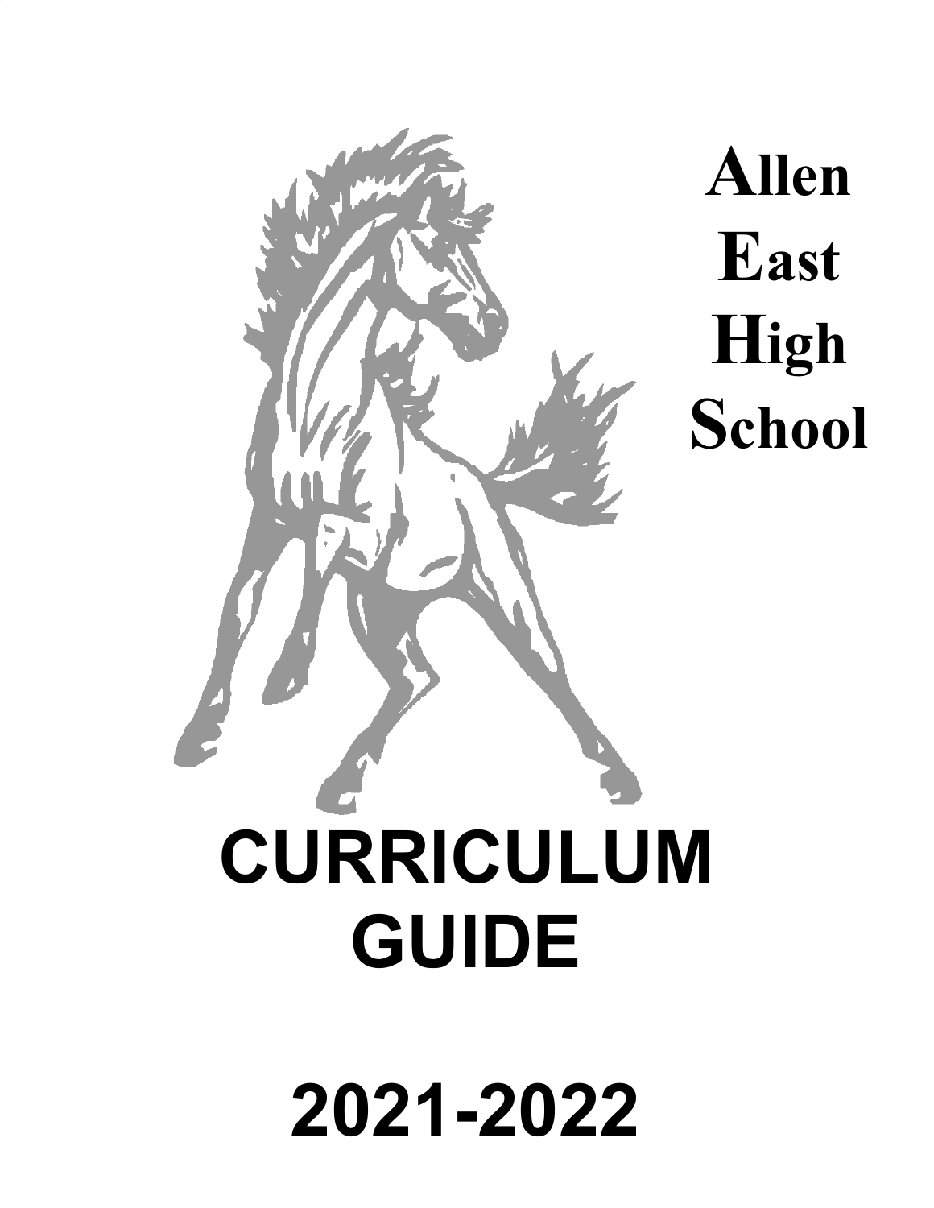# Allen East High School

# CURRICULUM GUIDE

# 2021-2022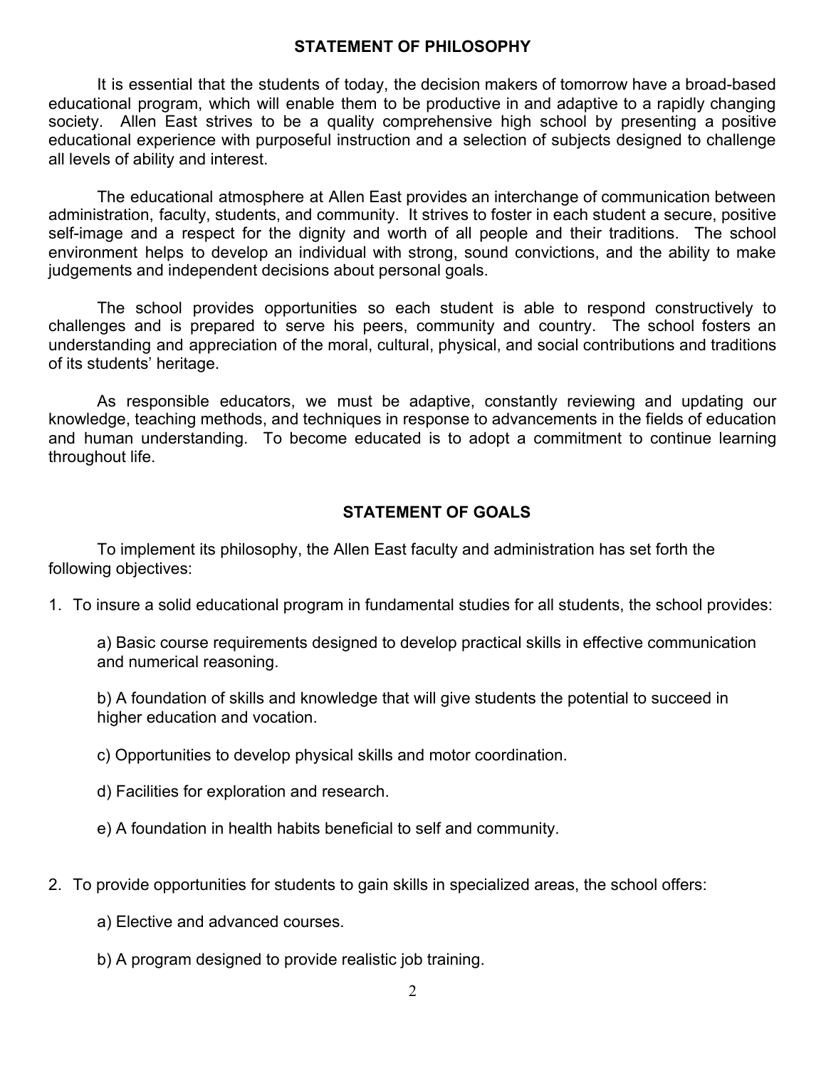## STATEMENT OF PHILOSOPHY

It is essential that the students of today, the decision makers of tomorrow have a broad-based educational program, which will enable them to be productive in and adaptive to a rapidly changing society. Allen East strives to be a quality comprehensive high school by presenting a positive educational experience with purposeful instruction and a selection of subjects designed to challenge all levels of ability and interest.

The educational atmosphere at Allen East provides an interchange of communication between administration, faculty, students, and community. It strives to foster in each student a secure, positive self-image and a respect for the dignity and worth of all people and their traditions. The school environment helps to develop an individual with strong, sound convictions, and the ability to make judgements and independent decisions about personal goals.

The school provides opportunities so each student is able to respond constructively to challenges and is prepared to serve his peers, community and country. The school fosters an understanding and appreciation of the moral, cultural, physical, and social contributions and traditions of its students' heritage.

As responsible educators, we must be adaptive, constantly reviewing and updating our knowledge, teaching methods, and techniques in response to advancements in the fields of education and human understanding. To become educated is to adopt a commitment to continue learning throughout life.

## STATEMENT OF GOALS

To implement its philosophy, the Allen East faculty and administration has set forth the following objectives:

1. To insure a solid educational program in fundamental studies for all students, the school provides:

   a) Basic course requirements designed to develop practical skills in effective communication and numerical reasoning.

   b) A foundation of skills and knowledge that will give students the potential to succeed in higher education and vocation.

   c) Opportunities to develop physical skills and motor coordination.

   d) Facilities for exploration and research.

   e) A foundation in health habits beneficial to self and community.

2. To provide opportunities for students to gain skills in specialized areas, the school offers:

   a) Elective and advanced courses.

   b) A program designed to provide realistic job training.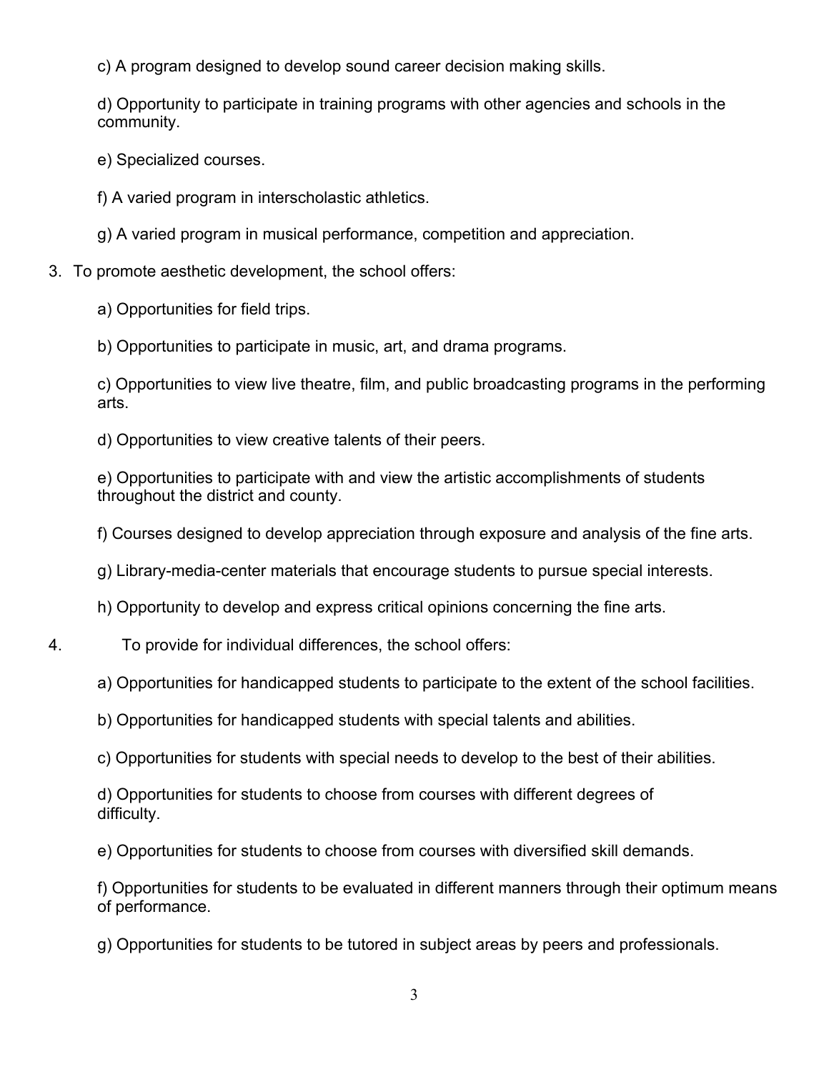c) A program designed to develop sound career decision making skills.

d) Opportunity to participate in training programs with other agencies and schools in the community.

e) Specialized courses.

f) A varied program in interscholastic athletics.

g) A varied program in musical performance, competition and appreciation.

3. To promote aesthetic development, the school offers:

   a) Opportunities for field trips.

   b) Opportunities to participate in music, art, and drama programs.

   c) Opportunities to view live theatre, film, and public broadcasting programs in the performing arts.

   d) Opportunities to view creative talents of their peers.

   e) Opportunities to participate with and view the artistic accomplishments of students throughout the district and county.

   f) Courses designed to develop appreciation through exposure and analysis of the fine arts.

   g) Library-media-center materials that encourage students to pursue special interests.

   h) Opportunity to develop and express critical opinions concerning the fine arts.

4. To provide for individual differences, the school offers:

   a) Opportunities for handicapped students to participate to the extent of the school facilities.

   b) Opportunities for handicapped students with special talents and abilities.

   c) Opportunities for students with special needs to develop to the best of their abilities.

   d) Opportunities for students to choose from courses with different degrees of difficulty.

   e) Opportunities for students to choose from courses with diversified skill demands.

   f) Opportunities for students to be evaluated in different manners through their optimum means of performance.

   g) Opportunities for students to be tutored in subject areas by peers and professionals.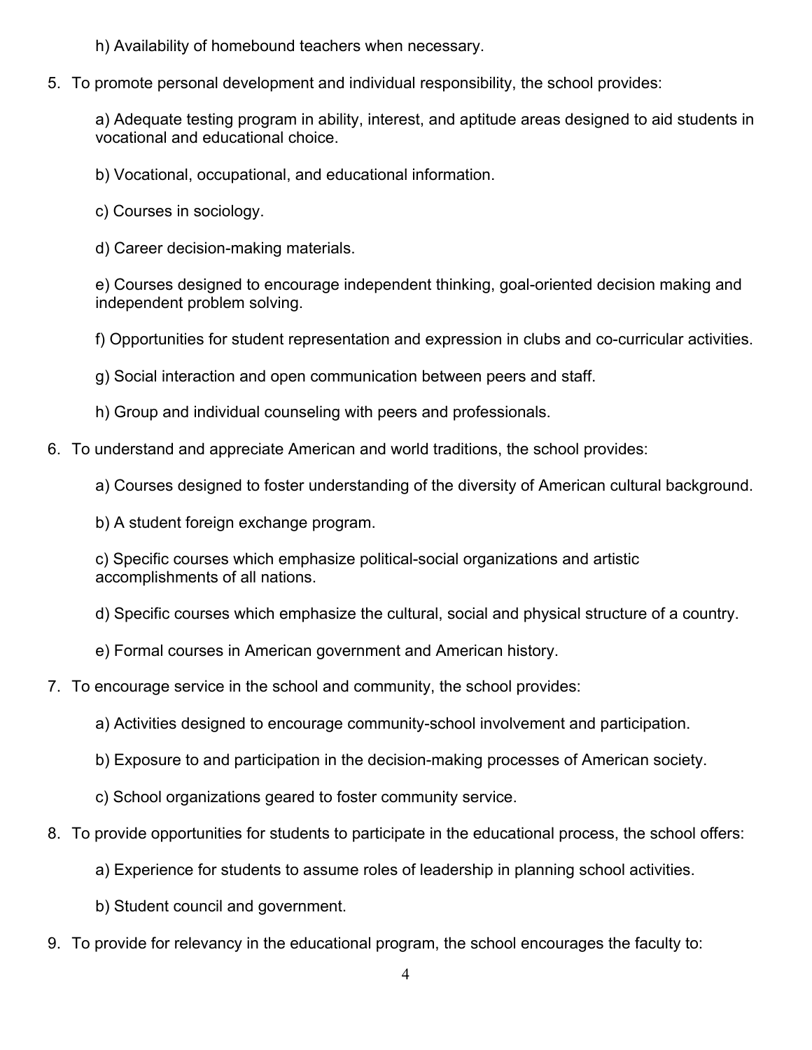h) Availability of homebound teachers when necessary.

5. To promote personal development and individual responsibility, the school provides:

    a) Adequate testing program in ability, interest, and aptitude areas designed to aid students in vocational and educational choice.

    b) Vocational, occupational, and educational information.

    c) Courses in sociology.

    d) Career decision-making materials.

    e) Courses designed to encourage independent thinking, goal-oriented decision making and independent problem solving.

    f) Opportunities for student representation and expression in clubs and co-curricular activities.

    g) Social interaction and open communication between peers and staff.

    h) Group and individual counseling with peers and professionals.

6. To understand and appreciate American and world traditions, the school provides:

    a) Courses designed to foster understanding of the diversity of American cultural background.

    b) A student foreign exchange program.

    c) Specific courses which emphasize political-social organizations and artistic accomplishments of all nations.

    d) Specific courses which emphasize the cultural, social and physical structure of a country.

    e) Formal courses in American government and American history.

7. To encourage service in the school and community, the school provides:

    a) Activities designed to encourage community-school involvement and participation.

    b) Exposure to and participation in the decision-making processes of American society.

    c) School organizations geared to foster community service.

8. To provide opportunities for students to participate in the educational process, the school offers:

    a) Experience for students to assume roles of leadership in planning school activities.

    b) Student council and government.

9. To provide for relevancy in the educational program, the school encourages the faculty to: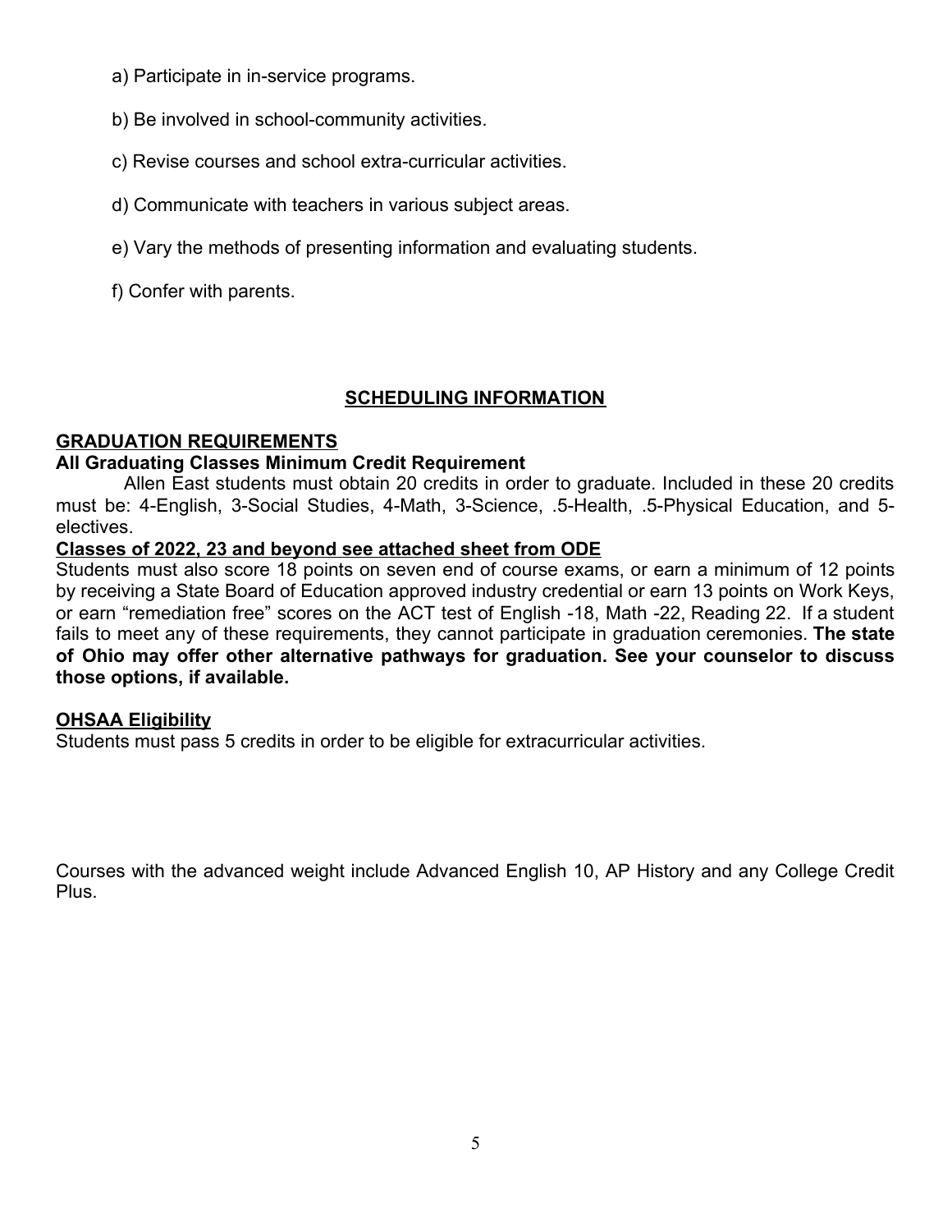a) Participate in in-service programs.

b) Be involved in school-community activities.

c) Revise courses and school extra-curricular activities.

d) Communicate with teachers in various subject areas.

e) Vary the methods of presenting information and evaluating students.

f) Confer with parents.

## SCHEDULING INFORMATION

### GRADUATION REQUIREMENTS

**All Graduating Classes Minimum Credit Requirement**

Allen East students must obtain 20 credits in order to graduate. Included in these 20 credits must be: 4-English, 3-Social Studies, 4-Math, 3-Science, .5-Health, .5-Physical Education, and 5-electives.

**Classes of 2022, 23 and beyond see attached sheet from ODE**

Students must also score 18 points on seven end of course exams, or earn a minimum of 12 points by receiving a State Board of Education approved industry credential or earn 13 points on Work Keys, or earn "remediation free" scores on the ACT test of English -18, Math -22, Reading 22. If a student fails to meet any of these requirements, they cannot participate in graduation ceremonies. **The state of Ohio may offer other alternative pathways for graduation. See your counselor to discuss those options, if available.**

### OHSAA Eligibility

Students must pass 5 credits in order to be eligible for extracurricular activities.

Courses with the advanced weight include Advanced English 10, AP History and any College Credit Plus.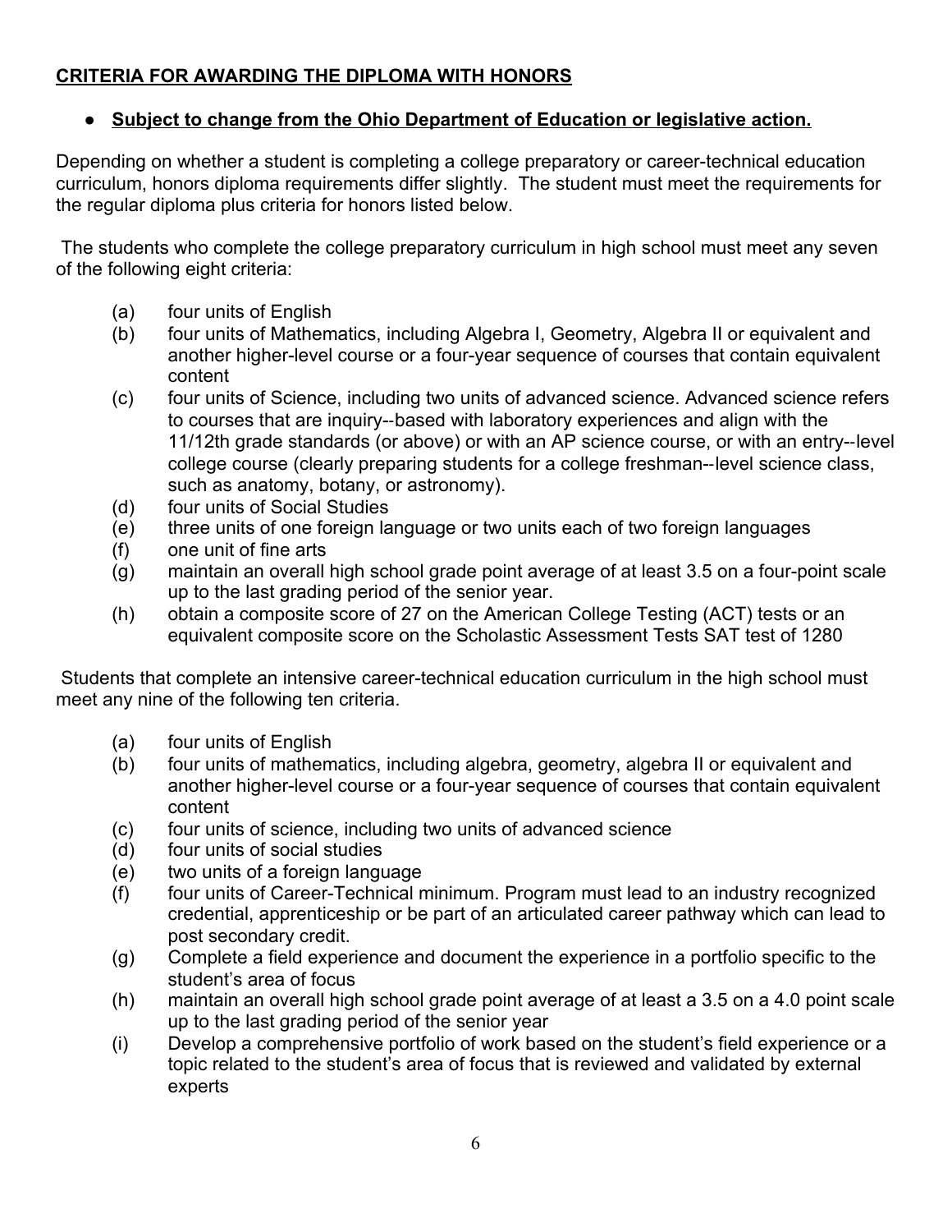## **CRITERIA FOR AWARDING THE DIPLOMA WITH HONORS**

- **Subject to change from the Ohio Department of Education or legislative action.**

Depending on whether a student is completing a college preparatory or career-technical education curriculum, honors diploma requirements differ slightly. The student must meet the requirements for the regular diploma plus criteria for honors listed below.

The students who complete the college preparatory curriculum in high school must meet any seven of the following eight criteria:

(a) four units of English
(b) four units of Mathematics, including Algebra I, Geometry, Algebra II or equivalent and another higher-level course or a four-year sequence of courses that contain equivalent content
(c) four units of Science, including two units of advanced science. Advanced science refers to courses that are inquiry--based with laboratory experiences and align with the 11/12th grade standards (or above) or with an AP science course, or with an entry--level college course (clearly preparing students for a college freshman--level science class, such as anatomy, botany, or astronomy).
(d) four units of Social Studies
(e) three units of one foreign language or two units each of two foreign languages
(f) one unit of fine arts
(g) maintain an overall high school grade point average of at least 3.5 on a four-point scale up to the last grading period of the senior year.
(h) obtain a composite score of 27 on the American College Testing (ACT) tests or an equivalent composite score on the Scholastic Assessment Tests SAT test of 1280

Students that complete an intensive career-technical education curriculum in the high school must meet any nine of the following ten criteria.

(a) four units of English
(b) four units of mathematics, including algebra, geometry, algebra II or equivalent and another higher-level course or a four-year sequence of courses that contain equivalent content
(c) four units of science, including two units of advanced science
(d) four units of social studies
(e) two units of a foreign language
(f) four units of Career-Technical minimum. Program must lead to an industry recognized credential, apprenticeship or be part of an articulated career pathway which can lead to post secondary credit.
(g) Complete a field experience and document the experience in a portfolio specific to the student's area of focus
(h) maintain an overall high school grade point average of at least a 3.5 on a 4.0 point scale up to the last grading period of the senior year
(i) Develop a comprehensive portfolio of work based on the student's field experience or a topic related to the student's area of focus that is reviewed and validated by external experts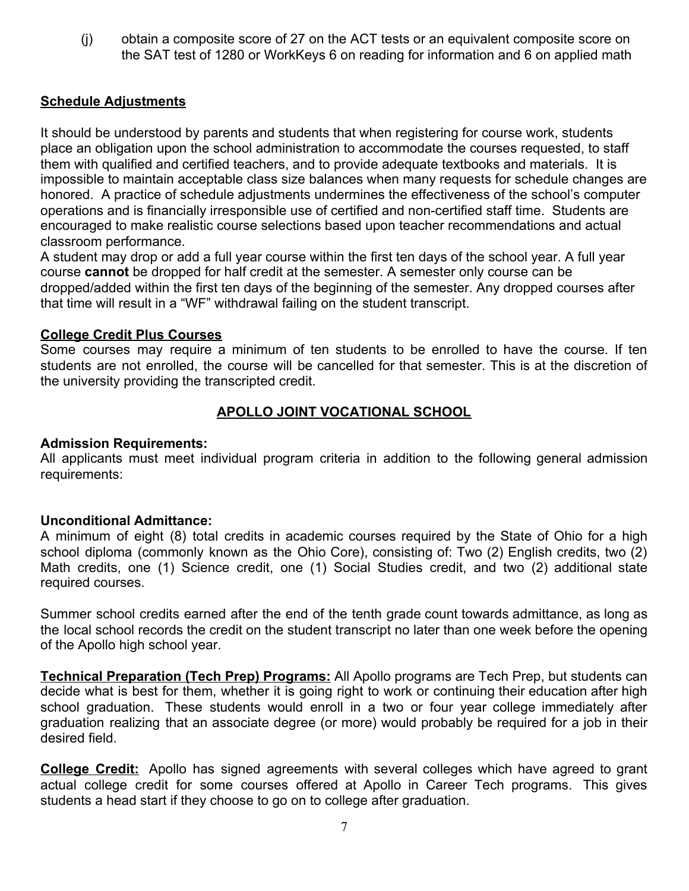(j) obtain a composite score of 27 on the ACT tests or an equivalent composite score on the SAT test of 1280 or WorkKeys 6 on reading for information and 6 on applied math

**Schedule Adjustments**

It should be understood by parents and students that when registering for course work, students place an obligation upon the school administration to accommodate the courses requested, to staff them with qualified and certified teachers, and to provide adequate textbooks and materials. It is impossible to maintain acceptable class size balances when many requests for schedule changes are honored. A practice of schedule adjustments undermines the effectiveness of the school's computer operations and is financially irresponsible use of certified and non-certified staff time. Students are encouraged to make realistic course selections based upon teacher recommendations and actual classroom performance.

A student may drop or add a full year course within the first ten days of the school year. A full year course **cannot** be dropped for half credit at the semester. A semester only course can be dropped/added within the first ten days of the beginning of the semester. Any dropped courses after that time will result in a "WF" withdrawal failing on the student transcript.

**College Credit Plus Courses**

Some courses may require a minimum of ten students to be enrolled to have the course. If ten students are not enrolled, the course will be cancelled for that semester. This is at the discretion of the university providing the transcripted credit.

## APOLLO JOINT VOCATIONAL SCHOOL

**Admission Requirements:**

All applicants must meet individual program criteria in addition to the following general admission requirements:

**Unconditional Admittance:**

A minimum of eight (8) total credits in academic courses required by the State of Ohio for a high school diploma (commonly known as the Ohio Core), consisting of: Two (2) English credits, two (2) Math credits, one (1) Science credit, one (1) Social Studies credit, and two (2) additional state required courses.

Summer school credits earned after the end of the tenth grade count towards admittance, as long as the local school records the credit on the student transcript no later than one week before the opening of the Apollo high school year.

**Technical Preparation (Tech Prep) Programs:** All Apollo programs are Tech Prep, but students can decide what is best for them, whether it is going right to work or continuing their education after high school graduation. These students would enroll in a two or four year college immediately after graduation realizing that an associate degree (or more) would probably be required for a job in their desired field.

**College Credit:** Apollo has signed agreements with several colleges which have agreed to grant actual college credit for some courses offered at Apollo in Career Tech programs. This gives students a head start if they choose to go on to college after graduation.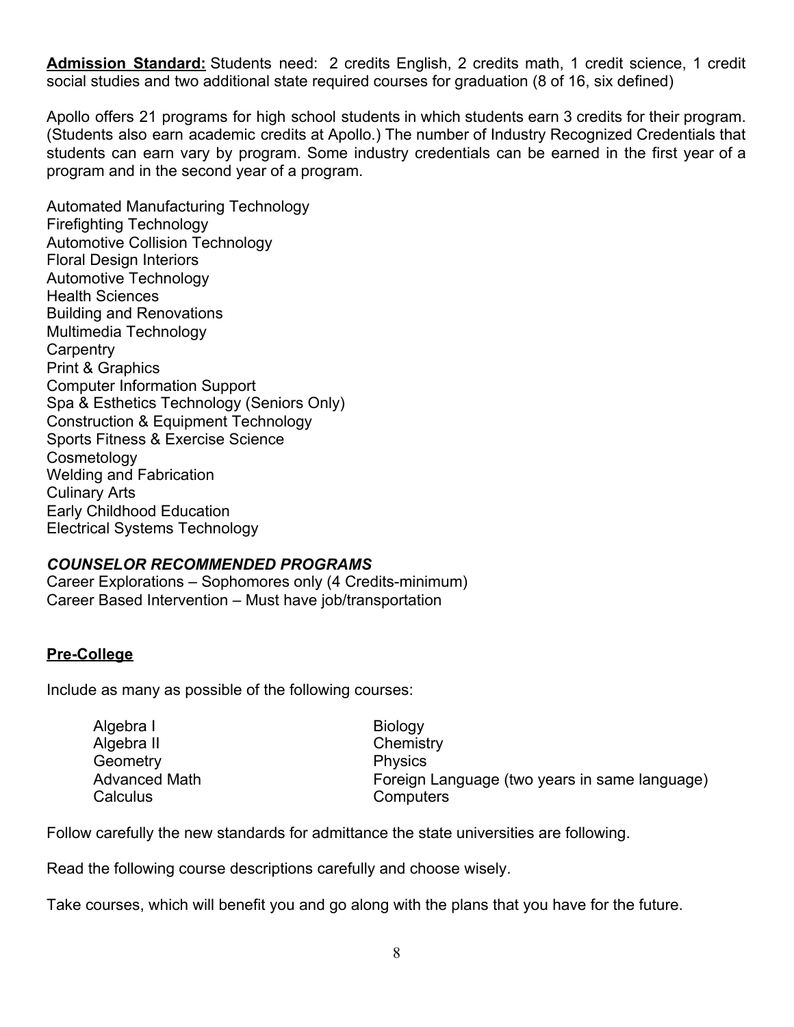**Admission Standard:** Students need: 2 credits English, 2 credits math, 1 credit science, 1 credit social studies and two additional state required courses for graduation (8 of 16, six defined)

Apollo offers 21 programs for high school students in which students earn 3 credits for their program. (Students also earn academic credits at Apollo.) The number of Industry Recognized Credentials that students can earn vary by program. Some industry credentials can be earned in the first year of a program and in the second year of a program.

Automated Manufacturing Technology
Firefighting Technology
Automotive Collision Technology
Floral Design Interiors
Automotive Technology
Health Sciences
Building and Renovations
Multimedia Technology
Carpentry
Print & Graphics
Computer Information Support
Spa & Esthetics Technology (Seniors Only)
Construction & Equipment Technology
Sports Fitness & Exercise Science
Cosmetology
Welding and Fabrication
Culinary Arts
Early Childhood Education
Electrical Systems Technology

***COUNSELOR RECOMMENDED PROGRAMS***

Career Explorations – Sophomores only (4 Credits-minimum)
Career Based Intervention – Must have job/transportation

**Pre-College**

Include as many as possible of the following courses:

- Algebra I
- Algebra II
- Geometry
- Advanced Math
- Calculus
- Biology
- Chemistry
- Physics
- Foreign Language (two years in same language)
- Computers

Follow carefully the new standards for admittance the state universities are following.

Read the following course descriptions carefully and choose wisely.

Take courses, which will benefit you and go along with the plans that you have for the future.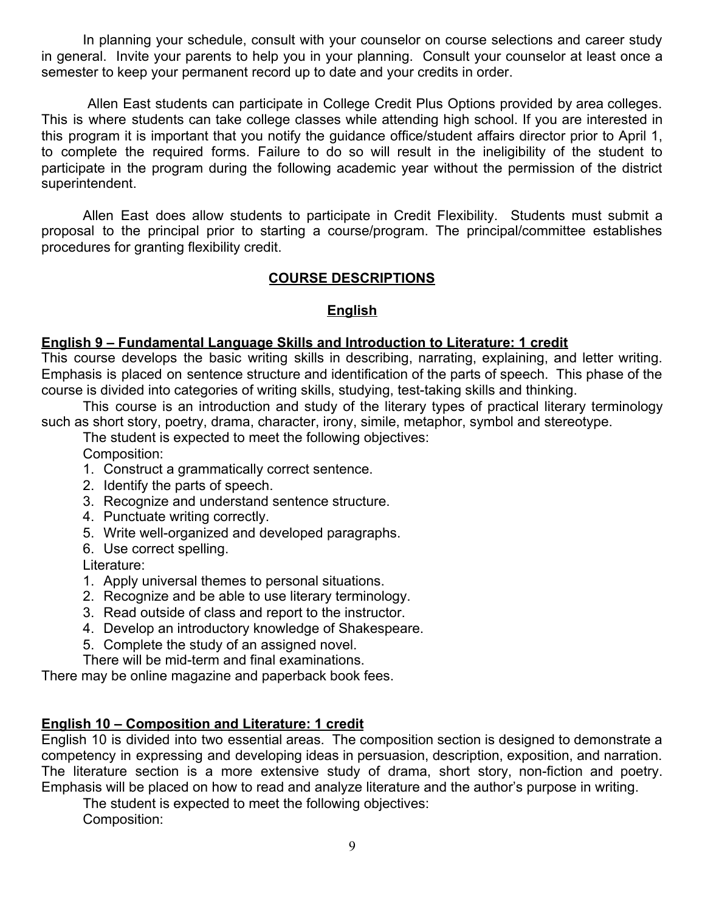In planning your schedule, consult with your counselor on course selections and career study in general. Invite your parents to help you in your planning. Consult your counselor at least once a semester to keep your permanent record up to date and your credits in order.

Allen East students can participate in College Credit Plus Options provided by area colleges. This is where students can take college classes while attending high school. If you are interested in this program it is important that you notify the guidance office/student affairs director prior to April 1, to complete the required forms. Failure to do so will result in the ineligibility of the student to participate in the program during the following academic year without the permission of the district superintendent.

Allen East does allow students to participate in Credit Flexibility. Students must submit a proposal to the principal prior to starting a course/program. The principal/committee establishes procedures for granting flexibility credit.

# COURSE DESCRIPTIONS

## English

### English 9 – Fundamental Language Skills and Introduction to Literature: 1 credit

This course develops the basic writing skills in describing, narrating, explaining, and letter writing. Emphasis is placed on sentence structure and identification of the parts of speech. This phase of the course is divided into categories of writing skills, studying, test-taking skills and thinking.

This course is an introduction and study of the literary types of practical literary terminology such as short story, poetry, drama, character, irony, simile, metaphor, symbol and stereotype.

The student is expected to meet the following objectives:

Composition:

1. Construct a grammatically correct sentence.
2. Identify the parts of speech.
3. Recognize and understand sentence structure.
4. Punctuate writing correctly.
5. Write well-organized and developed paragraphs.
6. Use correct spelling.

Literature:

1. Apply universal themes to personal situations.
2. Recognize and be able to use literary terminology.
3. Read outside of class and report to the instructor.
4. Develop an introductory knowledge of Shakespeare.
5. Complete the study of an assigned novel.

There will be mid-term and final examinations.

There may be online magazine and paperback book fees.

### English 10 – Composition and Literature: 1 credit

English 10 is divided into two essential areas. The composition section is designed to demonstrate a competency in expressing and developing ideas in persuasion, description, exposition, and narration. The literature section is a more extensive study of drama, short story, non-fiction and poetry. Emphasis will be placed on how to read and analyze literature and the author's purpose in writing.

The student is expected to meet the following objectives:

Composition: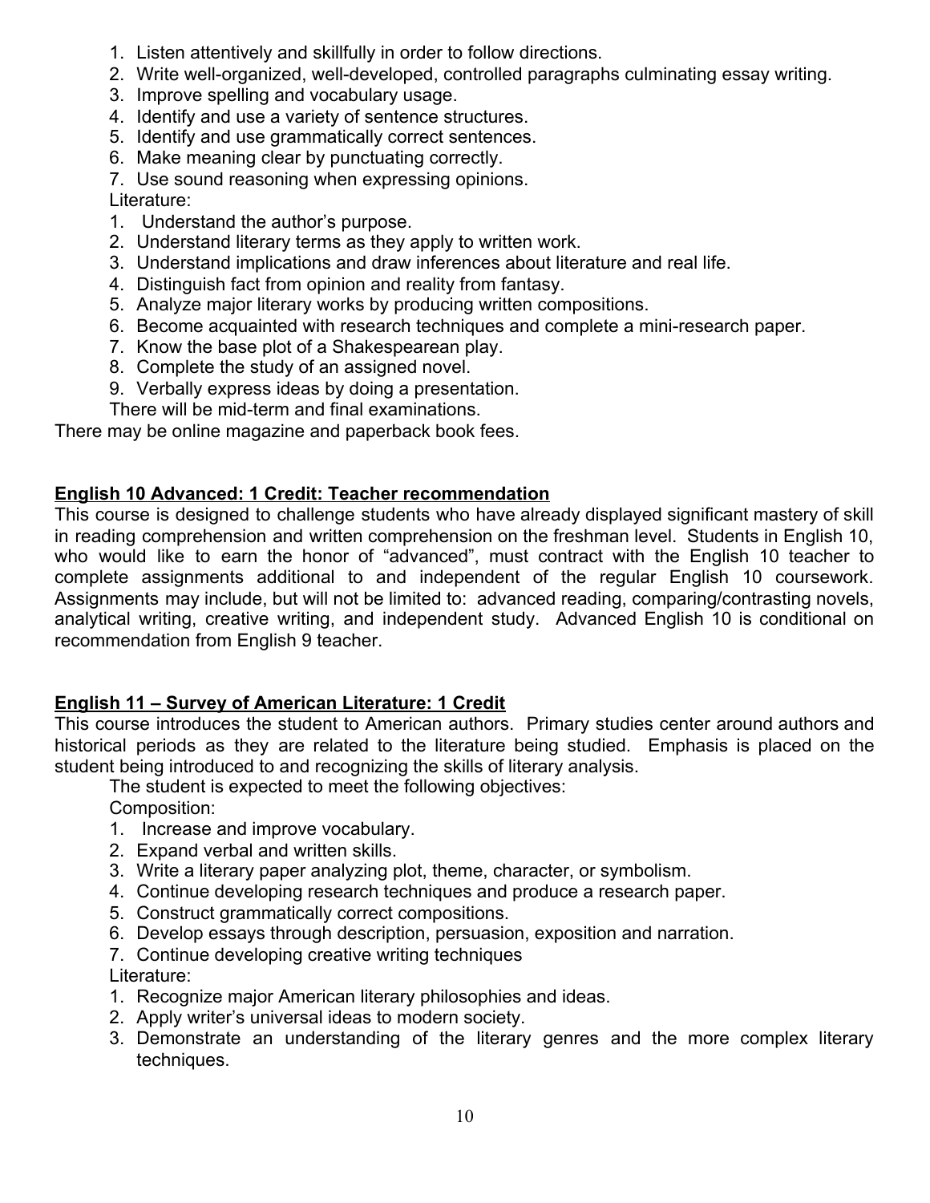1. Listen attentively and skillfully in order to follow directions.
2. Write well-organized, well-developed, controlled paragraphs culminating essay writing.
3. Improve spelling and vocabulary usage.
4. Identify and use a variety of sentence structures.
5. Identify and use grammatically correct sentences.
6. Make meaning clear by punctuating correctly.
7. Use sound reasoning when expressing opinions.

Literature:

1. Understand the author's purpose.
2. Understand literary terms as they apply to written work.
3. Understand implications and draw inferences about literature and real life.
4. Distinguish fact from opinion and reality from fantasy.
5. Analyze major literary works by producing written compositions.
6. Become acquainted with research techniques and complete a mini-research paper.
7. Know the base plot of a Shakespearean play.
8. Complete the study of an assigned novel.
9. Verbally express ideas by doing a presentation.

There will be mid-term and final examinations.

There may be online magazine and paperback book fees.

**English 10 Advanced: 1 Credit: Teacher recommendation**

This course is designed to challenge students who have already displayed significant mastery of skill in reading comprehension and written comprehension on the freshman level. Students in English 10, who would like to earn the honor of "advanced", must contract with the English 10 teacher to complete assignments additional to and independent of the regular English 10 coursework. Assignments may include, but will not be limited to: advanced reading, comparing/contrasting novels, analytical writing, creative writing, and independent study. Advanced English 10 is conditional on recommendation from English 9 teacher.

**English 11 – Survey of American Literature: 1 Credit**

This course introduces the student to American authors. Primary studies center around authors and historical periods as they are related to the literature being studied. Emphasis is placed on the student being introduced to and recognizing the skills of literary analysis.

The student is expected to meet the following objectives:

Composition:

1. Increase and improve vocabulary.
2. Expand verbal and written skills.
3. Write a literary paper analyzing plot, theme, character, or symbolism.
4. Continue developing research techniques and produce a research paper.
5. Construct grammatically correct compositions.
6. Develop essays through description, persuasion, exposition and narration.
7. Continue developing creative writing techniques

Literature:

1. Recognize major American literary philosophies and ideas.
2. Apply writer's universal ideas to modern society.
3. Demonstrate an understanding of the literary genres and the more complex literary techniques.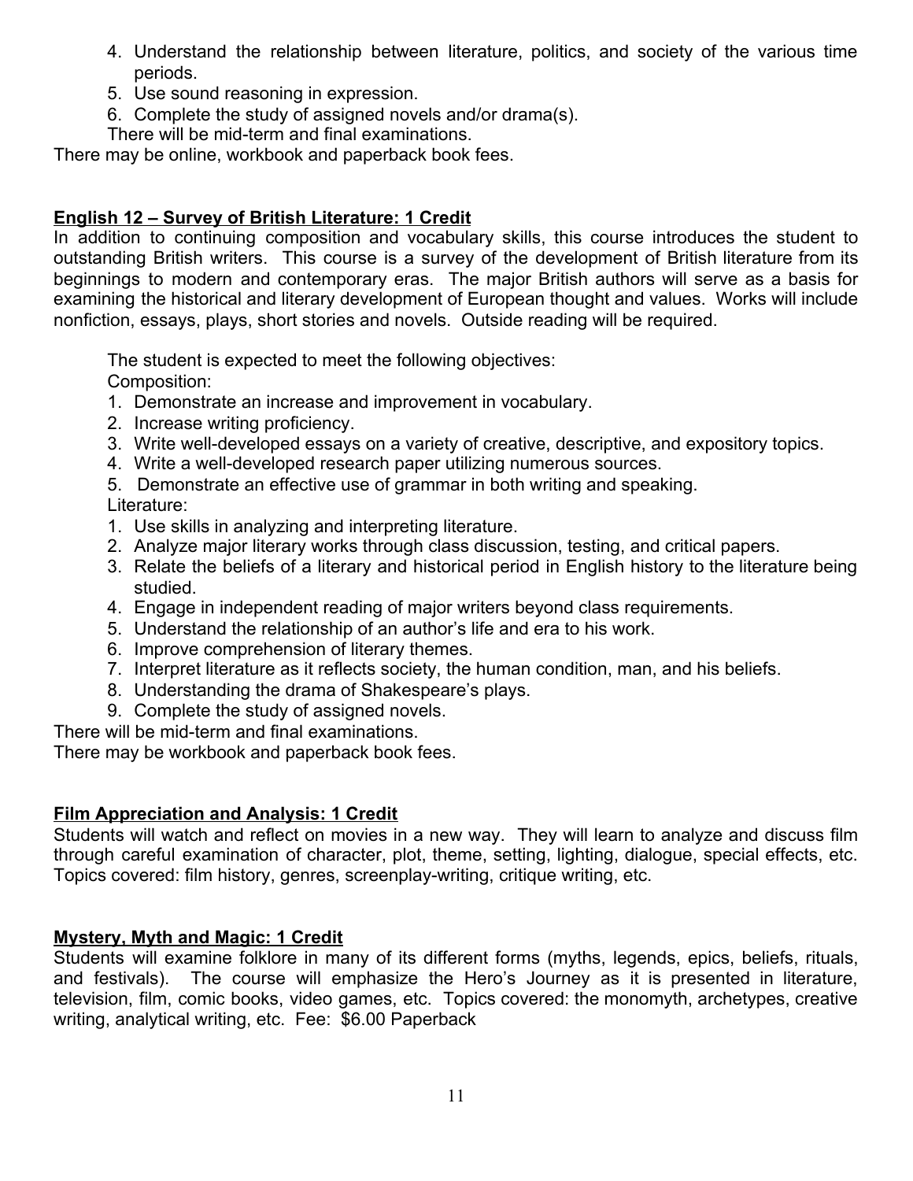4. Understand the relationship between literature, politics, and society of the various time periods.
5. Use sound reasoning in expression.
6. Complete the study of assigned novels and/or drama(s).

There will be mid-term and final examinations.

There may be online, workbook and paperback book fees.

## English 12 – Survey of British Literature: 1 Credit

In addition to continuing composition and vocabulary skills, this course introduces the student to outstanding British writers. This course is a survey of the development of British literature from its beginnings to modern and contemporary eras. The major British authors will serve as a basis for examining the historical and literary development of European thought and values. Works will include nonfiction, essays, plays, short stories and novels. Outside reading will be required.

The student is expected to meet the following objectives:

Composition:

1. Demonstrate an increase and improvement in vocabulary.
2. Increase writing proficiency.
3. Write well-developed essays on a variety of creative, descriptive, and expository topics.
4. Write a well-developed research paper utilizing numerous sources.
5. Demonstrate an effective use of grammar in both writing and speaking.

Literature:

1. Use skills in analyzing and interpreting literature.
2. Analyze major literary works through class discussion, testing, and critical papers.
3. Relate the beliefs of a literary and historical period in English history to the literature being studied.
4. Engage in independent reading of major writers beyond class requirements.
5. Understand the relationship of an author's life and era to his work.
6. Improve comprehension of literary themes.
7. Interpret literature as it reflects society, the human condition, man, and his beliefs.
8. Understanding the drama of Shakespeare's plays.
9. Complete the study of assigned novels.

There will be mid-term and final examinations.

There may be workbook and paperback book fees.

## Film Appreciation and Analysis: 1 Credit

Students will watch and reflect on movies in a new way. They will learn to analyze and discuss film through careful examination of character, plot, theme, setting, lighting, dialogue, special effects, etc. Topics covered: film history, genres, screenplay-writing, critique writing, etc.

## Mystery, Myth and Magic: 1 Credit

Students will examine folklore in many of its different forms (myths, legends, epics, beliefs, rituals, and festivals). The course will emphasize the Hero's Journey as it is presented in literature, television, film, comic books, video games, etc. Topics covered: the monomyth, archetypes, creative writing, analytical writing, etc. Fee: $6.00 Paperback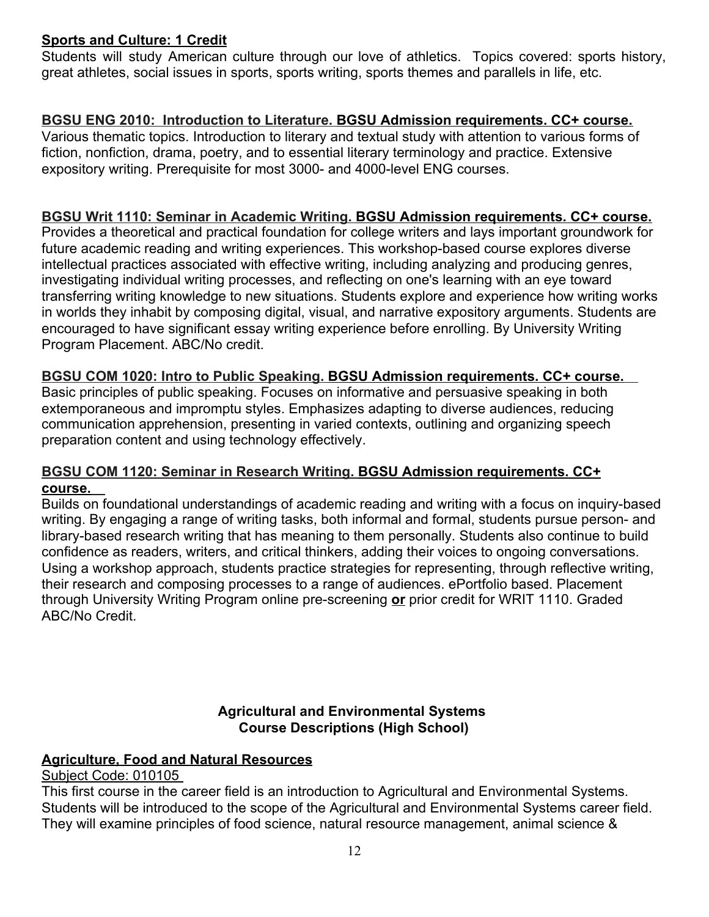**<u>Sports and Culture: 1 Credit</u>**

Students will study American culture through our love of athletics. Topics covered: sports history, great athletes, social issues in sports, sports writing, sports themes and parallels in life, etc.

**<u>BGSU ENG 2010: Introduction to Literature. BGSU Admission requirements. CC+ course.</u>**

Various thematic topics. Introduction to literary and textual study with attention to various forms of fiction, nonfiction, drama, poetry, and to essential literary terminology and practice. Extensive expository writing. Prerequisite for most 3000- and 4000-level ENG courses.

**<u>BGSU Writ 1110: Seminar in Academic Writing. BGSU Admission requirements. CC+ course.</u>**

Provides a theoretical and practical foundation for college writers and lays important groundwork for future academic reading and writing experiences. This workshop-based course explores diverse intellectual practices associated with effective writing, including analyzing and producing genres, investigating individual writing processes, and reflecting on one's learning with an eye toward transferring writing knowledge to new situations. Students explore and experience how writing works in worlds they inhabit by composing digital, visual, and narrative expository arguments. Students are encouraged to have significant essay writing experience before enrolling. By University Writing Program Placement. ABC/No credit.

**<u>BGSU COM 1020: Intro to Public Speaking. BGSU Admission requirements. CC+ course.</u>**

Basic principles of public speaking. Focuses on informative and persuasive speaking in both extemporaneous and impromptu styles. Emphasizes adapting to diverse audiences, reducing communication apprehension, presenting in varied contexts, outlining and organizing speech preparation content and using technology effectively.

**<u>BGSU COM 1120: Seminar in Research Writing. BGSU Admission requirements. CC+ course.</u>**

Builds on foundational understandings of academic reading and writing with a focus on inquiry-based writing. By engaging a range of writing tasks, both informal and formal, students pursue person- and library-based research writing that has meaning to them personally. Students also continue to build confidence as readers, writers, and critical thinkers, adding their voices to ongoing conversations. Using a workshop approach, students practice strategies for representing, through reflective writing, their research and composing processes to a range of audiences. ePortfolio based. Placement through University Writing Program online pre-screening **<u>or</u>** prior credit for WRIT 1110. Graded ABC/No Credit.

## Agricultural and Environmental Systems
## Course Descriptions (High School)

**<u>Agriculture, Food and Natural Resources</u>**

<u>Subject Code: 010105</u>

This first course in the career field is an introduction to Agricultural and Environmental Systems. Students will be introduced to the scope of the Agricultural and Environmental Systems career field. They will examine principles of food science, natural resource management, animal science &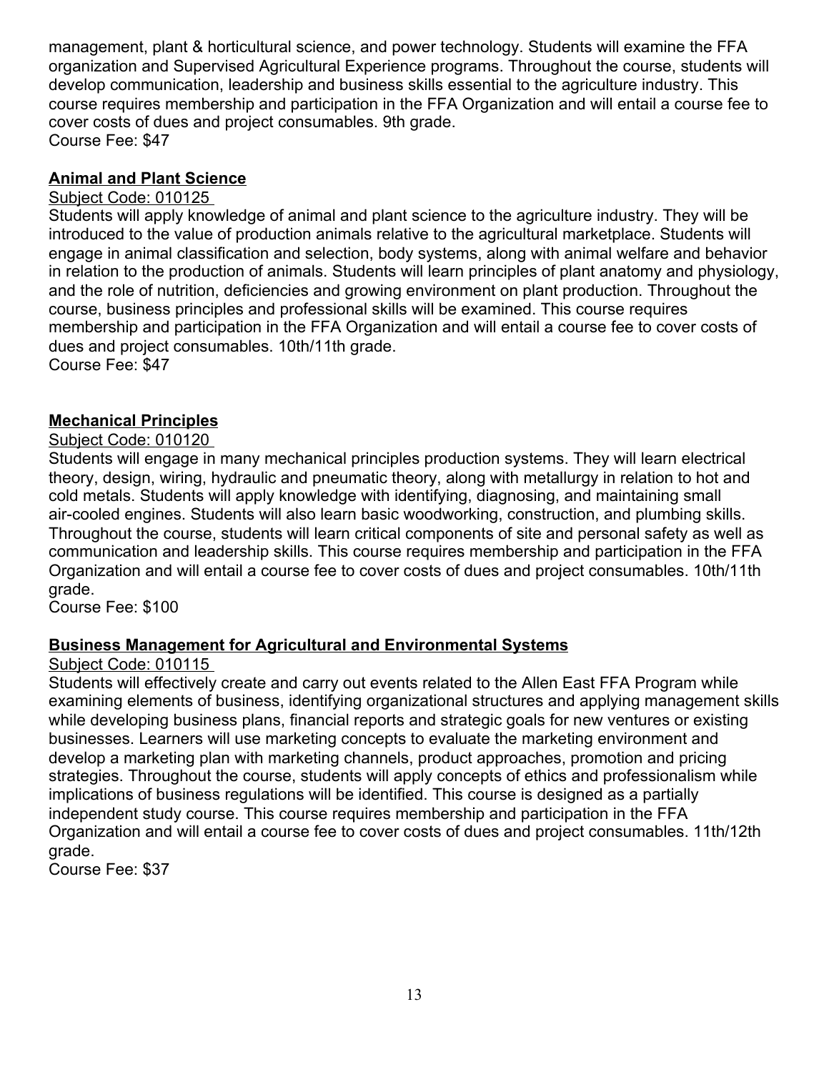management, plant & horticultural science, and power technology. Students will examine the FFA organization and Supervised Agricultural Experience programs. Throughout the course, students will develop communication, leadership and business skills essential to the agriculture industry. This course requires membership and participation in the FFA Organization and will entail a course fee to cover costs of dues and project consumables. 9th grade.
Course Fee: $47

**Animal and Plant Science**

Subject Code: 010125

Students will apply knowledge of animal and plant science to the agriculture industry. They will be introduced to the value of production animals relative to the agricultural marketplace. Students will engage in animal classification and selection, body systems, along with animal welfare and behavior in relation to the production of animals. Students will learn principles of plant anatomy and physiology, and the role of nutrition, deficiencies and growing environment on plant production. Throughout the course, business principles and professional skills will be examined. This course requires membership and participation in the FFA Organization and will entail a course fee to cover costs of dues and project consumables. 10th/11th grade.
Course Fee: $47

**Mechanical Principles**

Subject Code: 010120

Students will engage in many mechanical principles production systems. They will learn electrical theory, design, wiring, hydraulic and pneumatic theory, along with metallurgy in relation to hot and cold metals. Students will apply knowledge with identifying, diagnosing, and maintaining small air-cooled engines. Students will also learn basic woodworking, construction, and plumbing skills. Throughout the course, students will learn critical components of site and personal safety as well as communication and leadership skills. This course requires membership and participation in the FFA Organization and will entail a course fee to cover costs of dues and project consumables. 10th/11th grade.
Course Fee: $100

**Business Management for Agricultural and Environmental Systems**

Subject Code: 010115

Students will effectively create and carry out events related to the Allen East FFA Program while examining elements of business, identifying organizational structures and applying management skills while developing business plans, financial reports and strategic goals for new ventures or existing businesses. Learners will use marketing concepts to evaluate the marketing environment and develop a marketing plan with marketing channels, product approaches, promotion and pricing strategies. Throughout the course, students will apply concepts of ethics and professionalism while implications of business regulations will be identified. This course is designed as a partially independent study course. This course requires membership and participation in the FFA Organization and will entail a course fee to cover costs of dues and project consumables. 11th/12th grade.
Course Fee: $37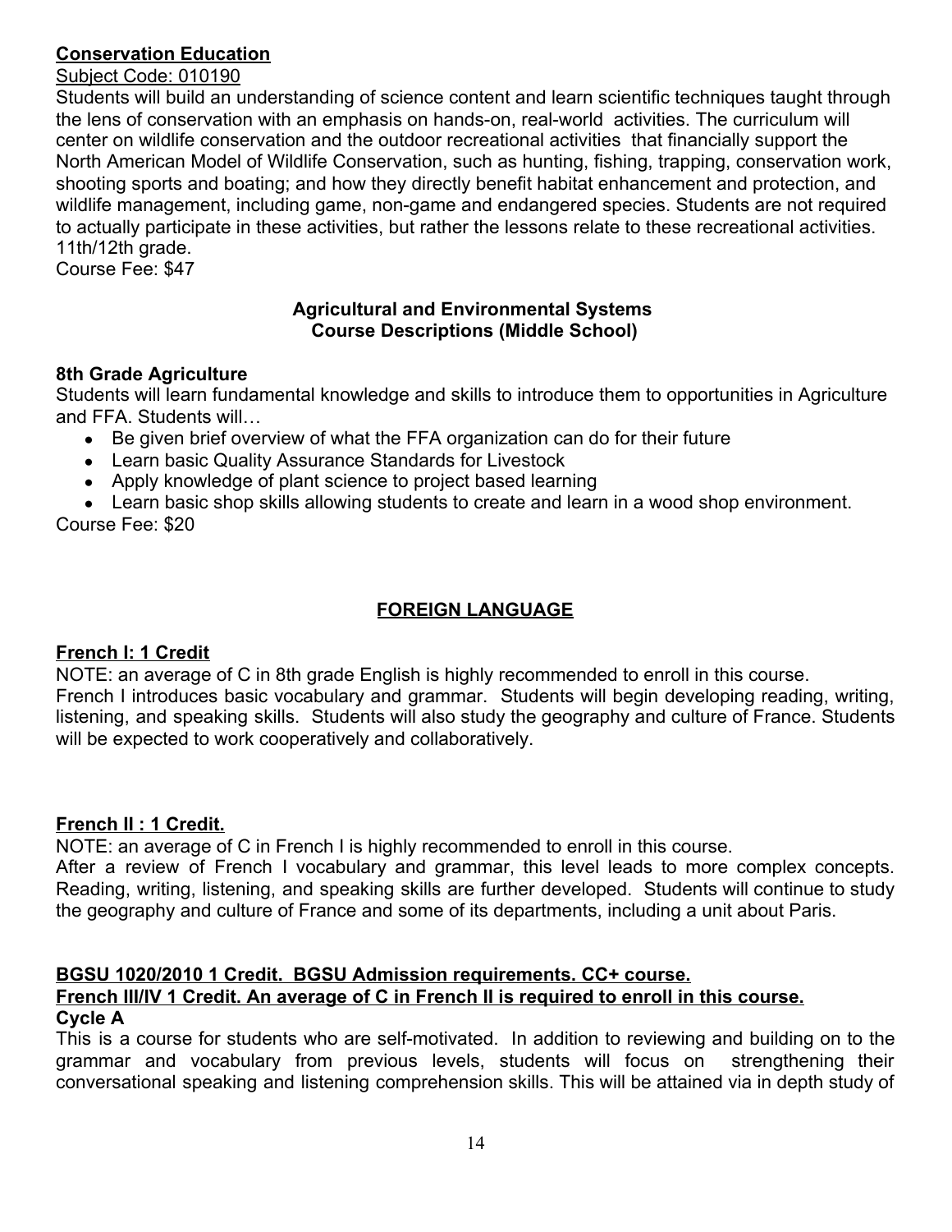**Conservation Education**

Subject Code: 010190

Students will build an understanding of science content and learn scientific techniques taught through the lens of conservation with an emphasis on hands-on, real-world activities. The curriculum will center on wildlife conservation and the outdoor recreational activities that financially support the North American Model of Wildlife Conservation, such as hunting, fishing, trapping, conservation work, shooting sports and boating; and how they directly benefit habitat enhancement and protection, and wildlife management, including game, non-game and endangered species. Students are not required to actually participate in these activities, but rather the lessons relate to these recreational activities. 11th/12th grade.

Course Fee: $47

## Agricultural and Environmental Systems Course Descriptions (Middle School)

**8th Grade Agriculture**

Students will learn fundamental knowledge and skills to introduce them to opportunities in Agriculture and FFA. Students will…

- Be given brief overview of what the FFA organization can do for their future
- Learn basic Quality Assurance Standards for Livestock
- Apply knowledge of plant science to project based learning
- Learn basic shop skills allowing students to create and learn in a wood shop environment.

Course Fee: $20

## FOREIGN LANGUAGE

**French I: 1 Credit**

NOTE: an average of C in 8th grade English is highly recommended to enroll in this course.

French I introduces basic vocabulary and grammar. Students will begin developing reading, writing, listening, and speaking skills. Students will also study the geography and culture of France. Students will be expected to work cooperatively and collaboratively.

**French II : 1 Credit.**

NOTE: an average of C in French I is highly recommended to enroll in this course.

After a review of French I vocabulary and grammar, this level leads to more complex concepts. Reading, writing, listening, and speaking skills are further developed. Students will continue to study the geography and culture of France and some of its departments, including a unit about Paris.

**BGSU 1020/2010 1 Credit. BGSU Admission requirements. CC+ course.**

**French III/IV 1 Credit. An average of C in French II is required to enroll in this course.**

**Cycle A**

This is a course for students who are self-motivated. In addition to reviewing and building on to the grammar and vocabulary from previous levels, students will focus on strengthening their conversational speaking and listening comprehension skills. This will be attained via in depth study of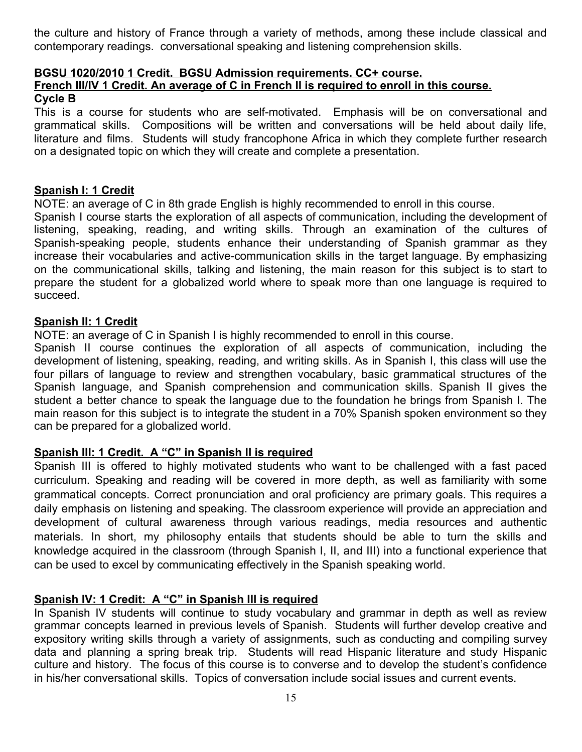the culture and history of France through a variety of methods, among these include classical and contemporary readings. conversational speaking and listening comprehension skills.

**BGSU 1020/2010 1 Credit. BGSU Admission requirements. CC+ course.**
**French III/IV 1 Credit. An average of C in French II is required to enroll in this course.**
**Cycle B**

This is a course for students who are self-motivated. Emphasis will be on conversational and grammatical skills. Compositions will be written and conversations will be held about daily life, literature and films. Students will study francophone Africa in which they complete further research on a designated topic on which they will create and complete a presentation.

**Spanish I: 1 Credit**

NOTE: an average of C in 8th grade English is highly recommended to enroll in this course.

Spanish I course starts the exploration of all aspects of communication, including the development of listening, speaking, reading, and writing skills. Through an examination of the cultures of Spanish-speaking people, students enhance their understanding of Spanish grammar as they increase their vocabularies and active-communication skills in the target language. By emphasizing on the communicational skills, talking and listening, the main reason for this subject is to start to prepare the student for a globalized world where to speak more than one language is required to succeed.

**Spanish II: 1 Credit**

NOTE: an average of C in Spanish I is highly recommended to enroll in this course.

Spanish II course continues the exploration of all aspects of communication, including the development of listening, speaking, reading, and writing skills. As in Spanish I, this class will use the four pillars of language to review and strengthen vocabulary, basic grammatical structures of the Spanish language, and Spanish comprehension and communication skills. Spanish II gives the student a better chance to speak the language due to the foundation he brings from Spanish I. The main reason for this subject is to integrate the student in a 70% Spanish spoken environment so they can be prepared for a globalized world.

**Spanish III: 1 Credit. A "C" in Spanish II is required**

Spanish III is offered to highly motivated students who want to be challenged with a fast paced curriculum. Speaking and reading will be covered in more depth, as well as familiarity with some grammatical concepts. Correct pronunciation and oral proficiency are primary goals. This requires a daily emphasis on listening and speaking. The classroom experience will provide an appreciation and development of cultural awareness through various readings, media resources and authentic materials. In short, my philosophy entails that students should be able to turn the skills and knowledge acquired in the classroom (through Spanish I, II, and III) into a functional experience that can be used to excel by communicating effectively in the Spanish speaking world.

**Spanish IV: 1 Credit: A "C" in Spanish III is required**

In Spanish IV students will continue to study vocabulary and grammar in depth as well as review grammar concepts learned in previous levels of Spanish. Students will further develop creative and expository writing skills through a variety of assignments, such as conducting and compiling survey data and planning a spring break trip. Students will read Hispanic literature and study Hispanic culture and history. The focus of this course is to converse and to develop the student's confidence in his/her conversational skills. Topics of conversation include social issues and current events.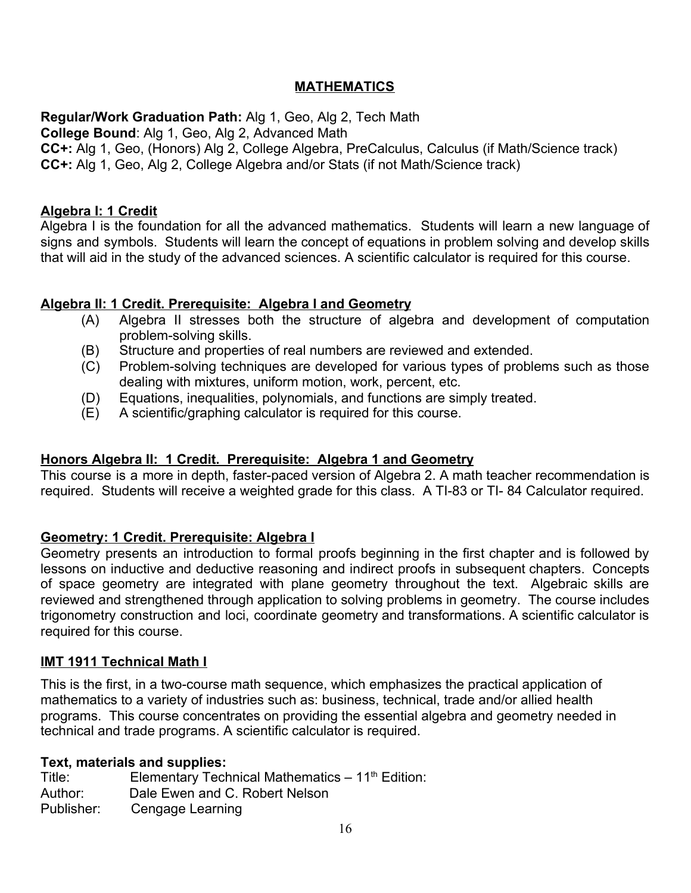# MATHEMATICS

**Regular/Work Graduation Path:** Alg 1, Geo, Alg 2, Tech Math
**College Bound**: Alg 1, Geo, Alg 2, Advanced Math
**CC+:** Alg 1, Geo, (Honors) Alg 2, College Algebra, PreCalculus, Calculus (if Math/Science track)
**CC+:** Alg 1, Geo, Alg 2, College Algebra and/or Stats (if not Math/Science track)

## Algebra I: 1 Credit

Algebra I is the foundation for all the advanced mathematics. Students will learn a new language of signs and symbols. Students will learn the concept of equations in problem solving and develop skills that will aid in the study of the advanced sciences. A scientific calculator is required for this course.

## Algebra II: 1 Credit. Prerequisite: Algebra I and Geometry

(A) Algebra II stresses both the structure of algebra and development of computation problem-solving skills.
(B) Structure and properties of real numbers are reviewed and extended.
(C) Problem-solving techniques are developed for various types of problems such as those dealing with mixtures, uniform motion, work, percent, etc.
(D) Equations, inequalities, polynomials, and functions are simply treated.
(E) A scientific/graphing calculator is required for this course.

## Honors Algebra II: 1 Credit. Prerequisite: Algebra 1 and Geometry

This course is a more in depth, faster-paced version of Algebra 2. A math teacher recommendation is required. Students will receive a weighted grade for this class. A TI-83 or TI- 84 Calculator required.

## Geometry: 1 Credit. Prerequisite: Algebra I

Geometry presents an introduction to formal proofs beginning in the first chapter and is followed by lessons on inductive and deductive reasoning and indirect proofs in subsequent chapters. Concepts of space geometry are integrated with plane geometry throughout the text. Algebraic skills are reviewed and strengthened through application to solving problems in geometry. The course includes trigonometry construction and loci, coordinate geometry and transformations. A scientific calculator is required for this course.

## IMT 1911 Technical Math I

This is the first, in a two-course math sequence, which emphasizes the practical application of mathematics to a variety of industries such as: business, technical, trade and/or allied health programs. This course concentrates on providing the essential algebra and geometry needed in technical and trade programs. A scientific calculator is required.

**Text, materials and supplies:**

Title: Elementary Technical Mathematics – 11th Edition:
Author: Dale Ewen and C. Robert Nelson
Publisher: Cengage Learning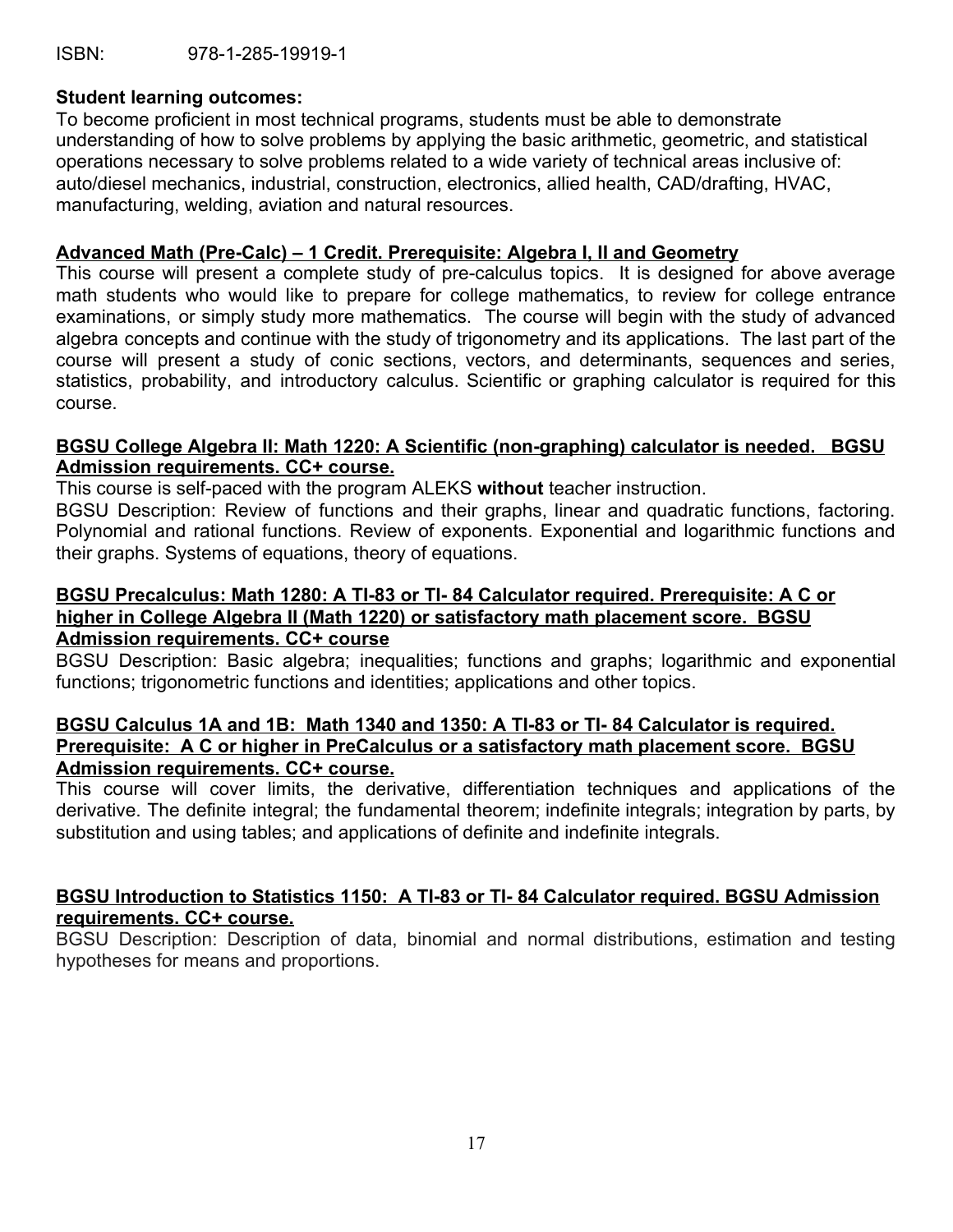ISBN: 978-1-285-19919-1

**Student learning outcomes:**
To become proficient in most technical programs, students must be able to demonstrate understanding of how to solve problems by applying the basic arithmetic, geometric, and statistical operations necessary to solve problems related to a wide variety of technical areas inclusive of: auto/diesel mechanics, industrial, construction, electronics, allied health, CAD/drafting, HVAC, manufacturing, welding, aviation and natural resources.

**Advanced Math (Pre-Calc) – 1 Credit. Prerequisite: Algebra I, II and Geometry**

This course will present a complete study of pre-calculus topics. It is designed for above average math students who would like to prepare for college mathematics, to review for college entrance examinations, or simply study more mathematics. The course will begin with the study of advanced algebra concepts and continue with the study of trigonometry and its applications. The last part of the course will present a study of conic sections, vectors, and determinants, sequences and series, statistics, probability, and introductory calculus. Scientific or graphing calculator is required for this course.

**BGSU College Algebra II: Math 1220: A Scientific (non-graphing) calculator is needed. BGSU Admission requirements. CC+ course.**

This course is self-paced with the program ALEKS **without** teacher instruction.

BGSU Description: Review of functions and their graphs, linear and quadratic functions, factoring. Polynomial and rational functions. Review of exponents. Exponential and logarithmic functions and their graphs. Systems of equations, theory of equations.

**BGSU Precalculus: Math 1280: A TI-83 or TI- 84 Calculator required. Prerequisite: A C or higher in College Algebra II (Math 1220) or satisfactory math placement score. BGSU Admission requirements. CC+ course**

BGSU Description: Basic algebra; inequalities; functions and graphs; logarithmic and exponential functions; trigonometric functions and identities; applications and other topics.

**BGSU Calculus 1A and 1B: Math 1340 and 1350: A TI-83 or TI- 84 Calculator is required. Prerequisite: A C or higher in PreCalculus or a satisfactory math placement score. BGSU Admission requirements. CC+ course.**

This course will cover limits, the derivative, differentiation techniques and applications of the derivative. The definite integral; the fundamental theorem; indefinite integrals; integration by parts, by substitution and using tables; and applications of definite and indefinite integrals.

**BGSU Introduction to Statistics 1150: A TI-83 or TI- 84 Calculator required. BGSU Admission requirements. CC+ course.**

BGSU Description: Description of data, binomial and normal distributions, estimation and testing hypotheses for means and proportions.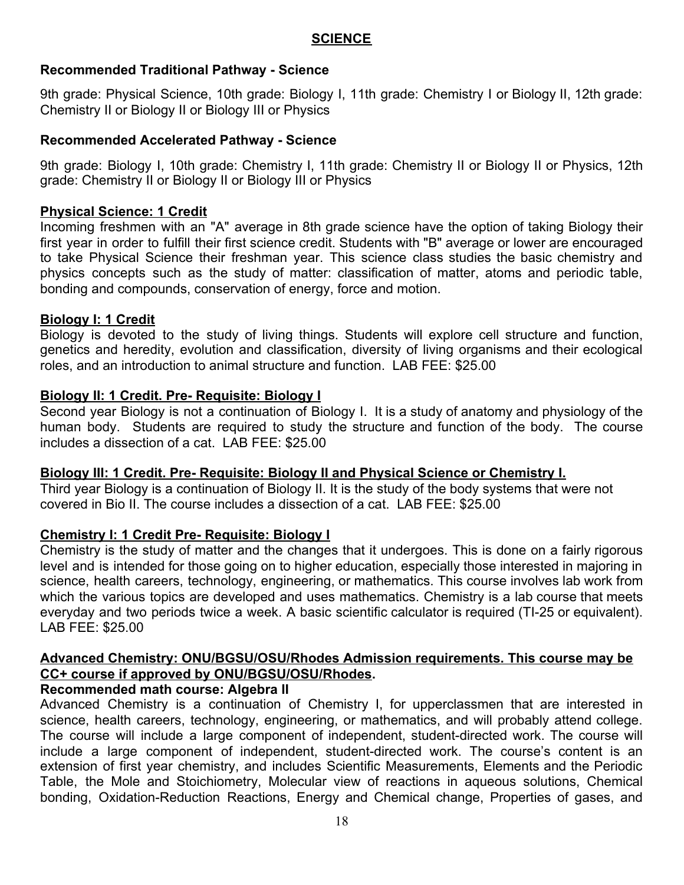## SCIENCE

**Recommended Traditional Pathway - Science**

9th grade: Physical Science, 10th grade: Biology I, 11th grade: Chemistry I or Biology II, 12th grade: Chemistry II or Biology II or Biology III or Physics

**Recommended Accelerated Pathway - Science**

9th grade: Biology I, 10th grade: Chemistry I, 11th grade: Chemistry II or Biology II or Physics, 12th grade: Chemistry II or Biology II or Biology III or Physics

**Physical Science: 1 Credit**

Incoming freshmen with an "A" average in 8th grade science have the option of taking Biology their first year in order to fulfill their first science credit. Students with "B" average or lower are encouraged to take Physical Science their freshman year. This science class studies the basic chemistry and physics concepts such as the study of matter: classification of matter, atoms and periodic table, bonding and compounds, conservation of energy, force and motion.

**Biology I: 1 Credit**

Biology is devoted to the study of living things. Students will explore cell structure and function, genetics and heredity, evolution and classification, diversity of living organisms and their ecological roles, and an introduction to animal structure and function. LAB FEE: $25.00

**Biology II: 1 Credit. Pre- Requisite: Biology I**

Second year Biology is not a continuation of Biology I. It is a study of anatomy and physiology of the human body. Students are required to study the structure and function of the body. The course includes a dissection of a cat. LAB FEE: $25.00

**Biology III: 1 Credit. Pre- Requisite: Biology II and Physical Science or Chemistry I.**

Third year Biology is a continuation of Biology II. It is the study of the body systems that were not covered in Bio II. The course includes a dissection of a cat. LAB FEE: $25.00

**Chemistry I: 1 Credit Pre- Requisite: Biology I**

Chemistry is the study of matter and the changes that it undergoes. This is done on a fairly rigorous level and is intended for those going on to higher education, especially those interested in majoring in science, health careers, technology, engineering, or mathematics. This course involves lab work from which the various topics are developed and uses mathematics. Chemistry is a lab course that meets everyday and two periods twice a week. A basic scientific calculator is required (TI-25 or equivalent). LAB FEE: $25.00

**Advanced Chemistry: ONU/BGSU/OSU/Rhodes Admission requirements. This course may be CC+ course if approved by ONU/BGSU/OSU/Rhodes.**

**Recommended math course: Algebra II**

Advanced Chemistry is a continuation of Chemistry I, for upperclassmen that are interested in science, health careers, technology, engineering, or mathematics, and will probably attend college. The course will include a large component of independent, student-directed work. The course will include a large component of independent, student-directed work. The course's content is an extension of first year chemistry, and includes Scientific Measurements, Elements and the Periodic Table, the Mole and Stoichiometry, Molecular view of reactions in aqueous solutions, Chemical bonding, Oxidation-Reduction Reactions, Energy and Chemical change, Properties of gases, and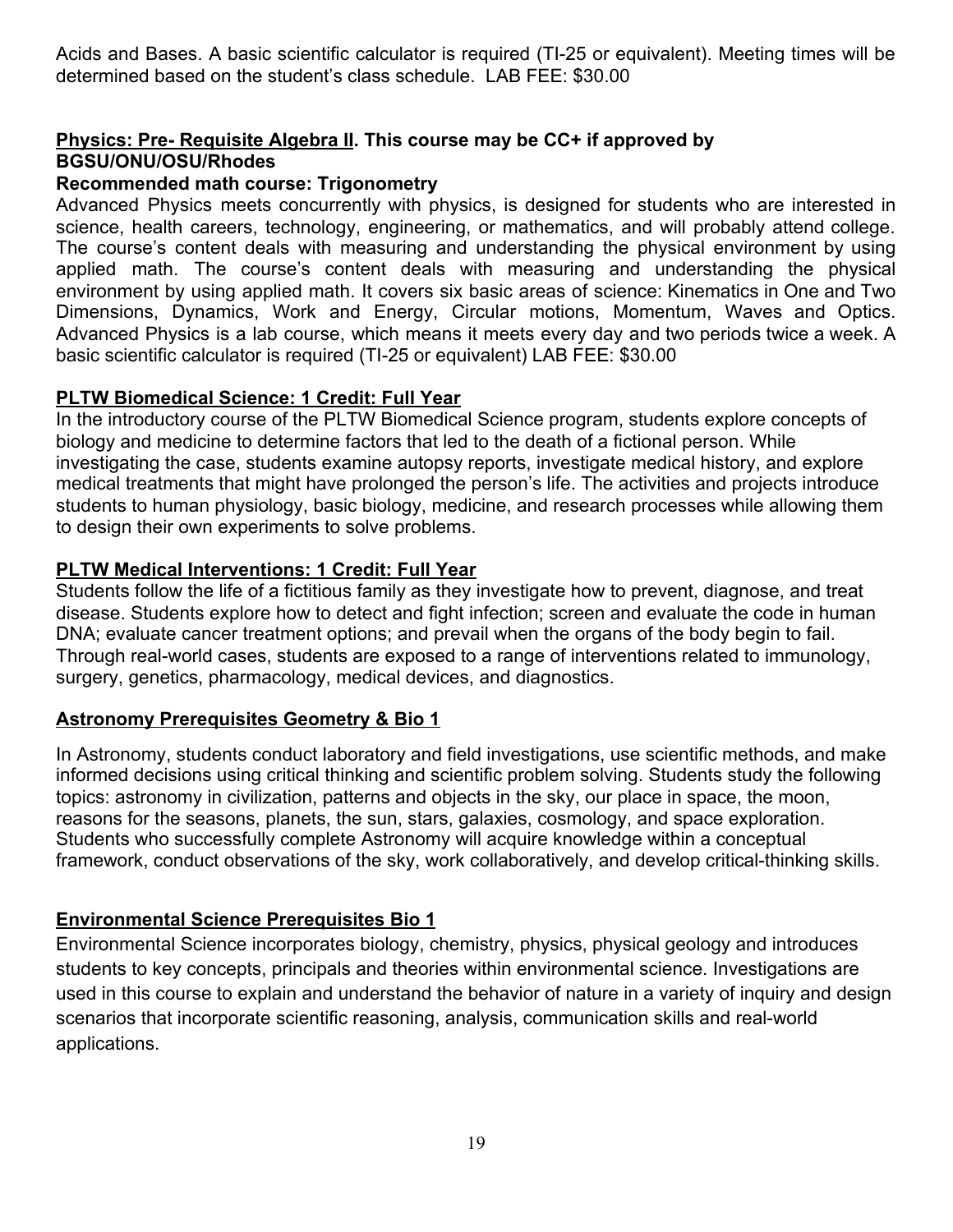Acids and Bases. A basic scientific calculator is required (TI-25 or equivalent). Meeting times will be determined based on the student's class schedule. LAB FEE: $30.00

**Physics: Pre- Requisite Algebra II. This course may be CC+ if approved by BGSU/ONU/OSU/Rhodes**

**Recommended math course: Trigonometry**

Advanced Physics meets concurrently with physics, is designed for students who are interested in science, health careers, technology, engineering, or mathematics, and will probably attend college. The course's content deals with measuring and understanding the physical environment by using applied math. The course's content deals with measuring and understanding the physical environment by using applied math. It covers six basic areas of science: Kinematics in One and Two Dimensions, Dynamics, Work and Energy, Circular motions, Momentum, Waves and Optics. Advanced Physics is a lab course, which means it meets every day and two periods twice a week. A basic scientific calculator is required (TI-25 or equivalent) LAB FEE: $30.00

**PLTW Biomedical Science: 1 Credit: Full Year**

In the introductory course of the PLTW Biomedical Science program, students explore concepts of biology and medicine to determine factors that led to the death of a fictional person. While investigating the case, students examine autopsy reports, investigate medical history, and explore medical treatments that might have prolonged the person's life. The activities and projects introduce students to human physiology, basic biology, medicine, and research processes while allowing them to design their own experiments to solve problems.

**PLTW Medical Interventions: 1 Credit: Full Year**

Students follow the life of a fictitious family as they investigate how to prevent, diagnose, and treat disease. Students explore how to detect and fight infection; screen and evaluate the code in human DNA; evaluate cancer treatment options; and prevail when the organs of the body begin to fail. Through real-world cases, students are exposed to a range of interventions related to immunology, surgery, genetics, pharmacology, medical devices, and diagnostics.

**Astronomy Prerequisites Geometry & Bio 1**

In Astronomy, students conduct laboratory and field investigations, use scientific methods, and make informed decisions using critical thinking and scientific problem solving. Students study the following topics: astronomy in civilization, patterns and objects in the sky, our place in space, the moon, reasons for the seasons, planets, the sun, stars, galaxies, cosmology, and space exploration. Students who successfully complete Astronomy will acquire knowledge within a conceptual framework, conduct observations of the sky, work collaboratively, and develop critical-thinking skills.

**Environmental Science Prerequisites Bio 1**

Environmental Science incorporates biology, chemistry, physics, physical geology and introduces students to key concepts, principals and theories within environmental science. Investigations are used in this course to explain and understand the behavior of nature in a variety of inquiry and design scenarios that incorporate scientific reasoning, analysis, communication skills and real-world applications.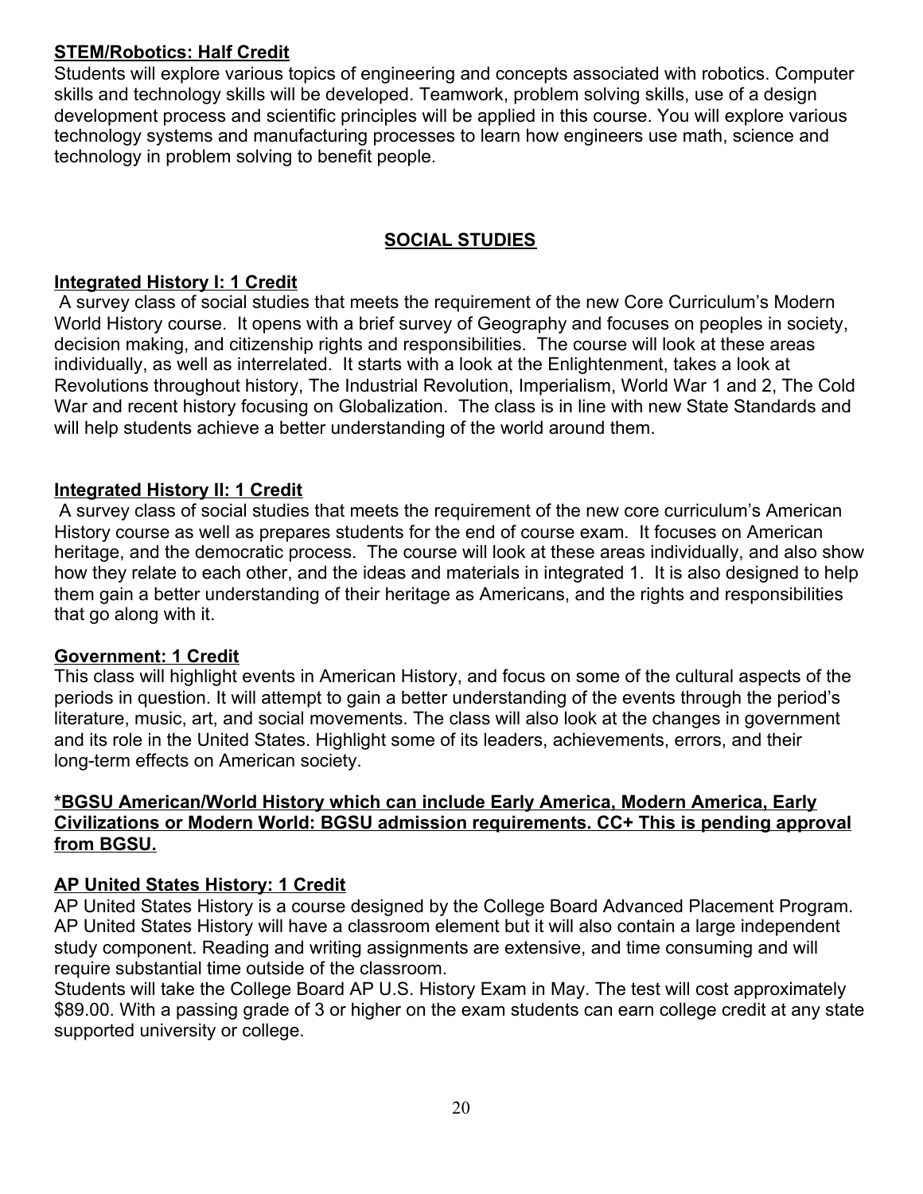**STEM/Robotics: Half Credit**

Students will explore various topics of engineering and concepts associated with robotics. Computer skills and technology skills will be developed. Teamwork, problem solving skills, use of a design development process and scientific principles will be applied in this course. You will explore various technology systems and manufacturing processes to learn how engineers use math, science and technology in problem solving to benefit people.

## SOCIAL STUDIES

**Integrated History I: 1 Credit**

A survey class of social studies that meets the requirement of the new Core Curriculum's Modern World History course. It opens with a brief survey of Geography and focuses on peoples in society, decision making, and citizenship rights and responsibilities. The course will look at these areas individually, as well as interrelated. It starts with a look at the Enlightenment, takes a look at Revolutions throughout history, The Industrial Revolution, Imperialism, World War 1 and 2, The Cold War and recent history focusing on Globalization. The class is in line with new State Standards and will help students achieve a better understanding of the world around them.

**Integrated History II: 1 Credit**

A survey class of social studies that meets the requirement of the new core curriculum's American History course as well as prepares students for the end of course exam. It focuses on American heritage, and the democratic process. The course will look at these areas individually, and also show how they relate to each other, and the ideas and materials in integrated 1. It is also designed to help them gain a better understanding of their heritage as Americans, and the rights and responsibilities that go along with it.

**Government: 1 Credit**

This class will highlight events in American History, and focus on some of the cultural aspects of the periods in question. It will attempt to gain a better understanding of the events through the period's literature, music, art, and social movements. The class will also look at the changes in government and its role in the United States. Highlight some of its leaders, achievements, errors, and their long-term effects on American society.

**\*BGSU American/World History which can include Early America, Modern America, Early Civilizations or Modern World: BGSU admission requirements. CC+ This is pending approval from BGSU.**

**AP United States History: 1 Credit**

AP United States History is a course designed by the College Board Advanced Placement Program. AP United States History will have a classroom element but it will also contain a large independent study component. Reading and writing assignments are extensive, and time consuming and will require substantial time outside of the classroom.

Students will take the College Board AP U.S. History Exam in May. The test will cost approximately $89.00. With a passing grade of 3 or higher on the exam students can earn college credit at any state supported university or college.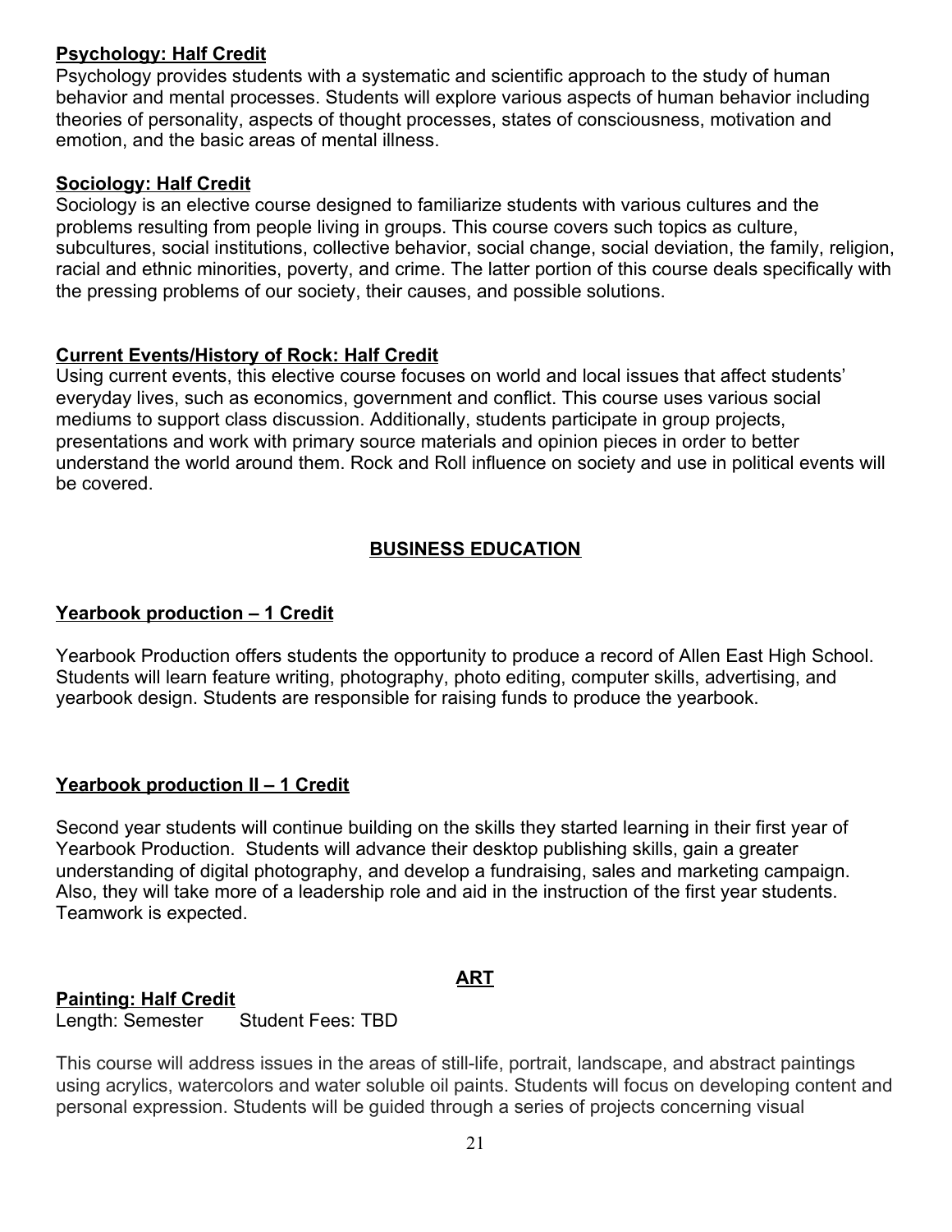**Psychology: Half Credit**

Psychology provides students with a systematic and scientific approach to the study of human behavior and mental processes. Students will explore various aspects of human behavior including theories of personality, aspects of thought processes, states of consciousness, motivation and emotion, and the basic areas of mental illness.

**Sociology: Half Credit**

Sociology is an elective course designed to familiarize students with various cultures and the problems resulting from people living in groups. This course covers such topics as culture, subcultures, social institutions, collective behavior, social change, social deviation, the family, religion, racial and ethnic minorities, poverty, and crime. The latter portion of this course deals specifically with the pressing problems of our society, their causes, and possible solutions.

**Current Events/History of Rock: Half Credit**

Using current events, this elective course focuses on world and local issues that affect students' everyday lives, such as economics, government and conflict. This course uses various social mediums to support class discussion. Additionally, students participate in group projects, presentations and work with primary source materials and opinion pieces in order to better understand the world around them. Rock and Roll influence on society and use in political events will be covered.

## BUSINESS EDUCATION

**Yearbook production – 1 Credit**

Yearbook Production offers students the opportunity to produce a record of Allen East High School. Students will learn feature writing, photography, photo editing, computer skills, advertising, and yearbook design. Students are responsible for raising funds to produce the yearbook.

**Yearbook production II – 1 Credit**

Second year students will continue building on the skills they started learning in their first year of Yearbook Production. Students will advance their desktop publishing skills, gain a greater understanding of digital photography, and develop a fundraising, sales and marketing campaign. Also, they will take more of a leadership role and aid in the instruction of the first year students. Teamwork is expected.

## ART

**Painting: Half Credit**

Length: Semester Student Fees: TBD

This course will address issues in the areas of still-life, portrait, landscape, and abstract paintings using acrylics, watercolors and water soluble oil paints. Students will focus on developing content and personal expression. Students will be guided through a series of projects concerning visual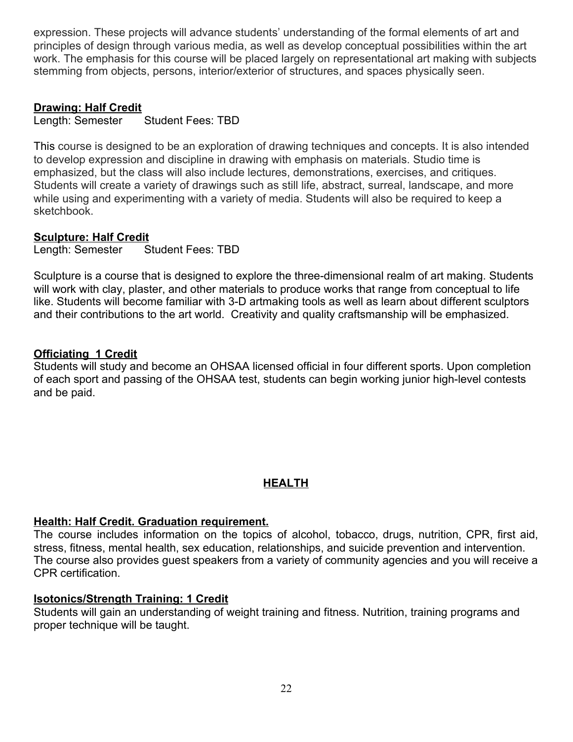expression. These projects will advance students' understanding of the formal elements of art and principles of design through various media, as well as develop conceptual possibilities within the art work. The emphasis for this course will be placed largely on representational art making with subjects stemming from objects, persons, interior/exterior of structures, and spaces physically seen.

**Drawing: Half Credit**

Length: Semester Student Fees: TBD

This course is designed to be an exploration of drawing techniques and concepts. It is also intended to develop expression and discipline in drawing with emphasis on materials. Studio time is emphasized, but the class will also include lectures, demonstrations, exercises, and critiques. Students will create a variety of drawings such as still life, abstract, surreal, landscape, and more while using and experimenting with a variety of media. Students will also be required to keep a sketchbook.

**Sculpture: Half Credit**

Length: Semester Student Fees: TBD

Sculpture is a course that is designed to explore the three-dimensional realm of art making. Students will work with clay, plaster, and other materials to produce works that range from conceptual to life like. Students will become familiar with 3-D artmaking tools as well as learn about different sculptors and their contributions to the art world. Creativity and quality craftsmanship will be emphasized.

**Officiating 1 Credit**

Students will study and become an OHSAA licensed official in four different sports. Upon completion of each sport and passing of the OHSAA test, students can begin working junior high-level contests and be paid.

## HEALTH

**Health: Half Credit. Graduation requirement.**

The course includes information on the topics of alcohol, tobacco, drugs, nutrition, CPR, first aid, stress, fitness, mental health, sex education, relationships, and suicide prevention and intervention. The course also provides guest speakers from a variety of community agencies and you will receive a CPR certification.

**Isotonics/Strength Training: 1 Credit**

Students will gain an understanding of weight training and fitness. Nutrition, training programs and proper technique will be taught.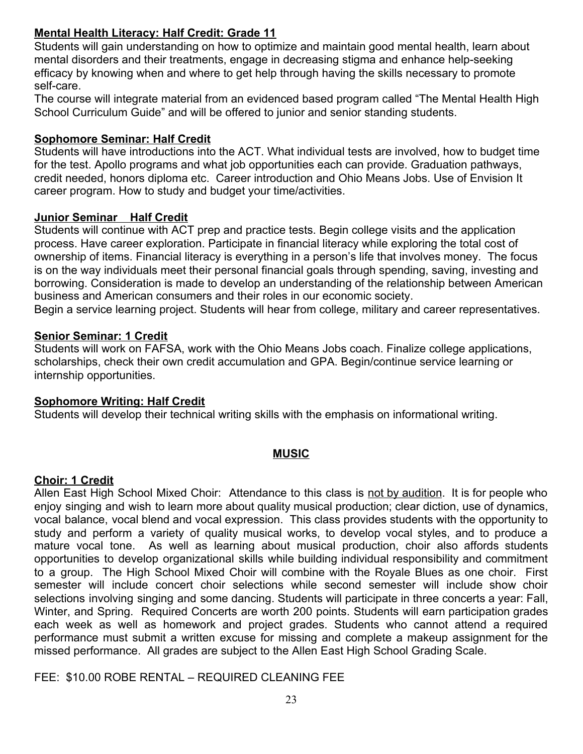**Mental Health Literacy: Half Credit: Grade 11**

Students will gain understanding on how to optimize and maintain good mental health, learn about mental disorders and their treatments, engage in decreasing stigma and enhance help-seeking efficacy by knowing when and where to get help through having the skills necessary to promote self-care.

The course will integrate material from an evidenced based program called "The Mental Health High School Curriculum Guide" and will be offered to junior and senior standing students.

**Sophomore Seminar: Half Credit**

Students will have introductions into the ACT. What individual tests are involved, how to budget time for the test. Apollo programs and what job opportunities each can provide. Graduation pathways, credit needed, honors diploma etc. Career introduction and Ohio Means Jobs. Use of Envision It career program. How to study and budget your time/activities.

**Junior Seminar Half Credit**

Students will continue with ACT prep and practice tests. Begin college visits and the application process. Have career exploration. Participate in financial literacy while exploring the total cost of ownership of items. Financial literacy is everything in a person's life that involves money. The focus is on the way individuals meet their personal financial goals through spending, saving, investing and borrowing. Consideration is made to develop an understanding of the relationship between American business and American consumers and their roles in our economic society.

Begin a service learning project. Students will hear from college, military and career representatives.

**Senior Seminar: 1 Credit**

Students will work on FAFSA, work with the Ohio Means Jobs coach. Finalize college applications, scholarships, check their own credit accumulation and GPA. Begin/continue service learning or internship opportunities.

**Sophomore Writing: Half Credit**

Students will develop their technical writing skills with the emphasis on informational writing.

## MUSIC

**Choir: 1 Credit**

Allen East High School Mixed Choir: Attendance to this class is not by audition. It is for people who enjoy singing and wish to learn more about quality musical production; clear diction, use of dynamics, vocal balance, vocal blend and vocal expression. This class provides students with the opportunity to study and perform a variety of quality musical works, to develop vocal styles, and to produce a mature vocal tone. As well as learning about musical production, choir also affords students opportunities to develop organizational skills while building individual responsibility and commitment to a group. The High School Mixed Choir will combine with the Royale Blues as one choir. First semester will include concert choir selections while second semester will include show choir selections involving singing and some dancing. Students will participate in three concerts a year: Fall, Winter, and Spring. Required Concerts are worth 200 points. Students will earn participation grades each week as well as homework and project grades. Students who cannot attend a required performance must submit a written excuse for missing and complete a makeup assignment for the missed performance. All grades are subject to the Allen East High School Grading Scale.

FEE: $10.00 ROBE RENTAL – REQUIRED CLEANING FEE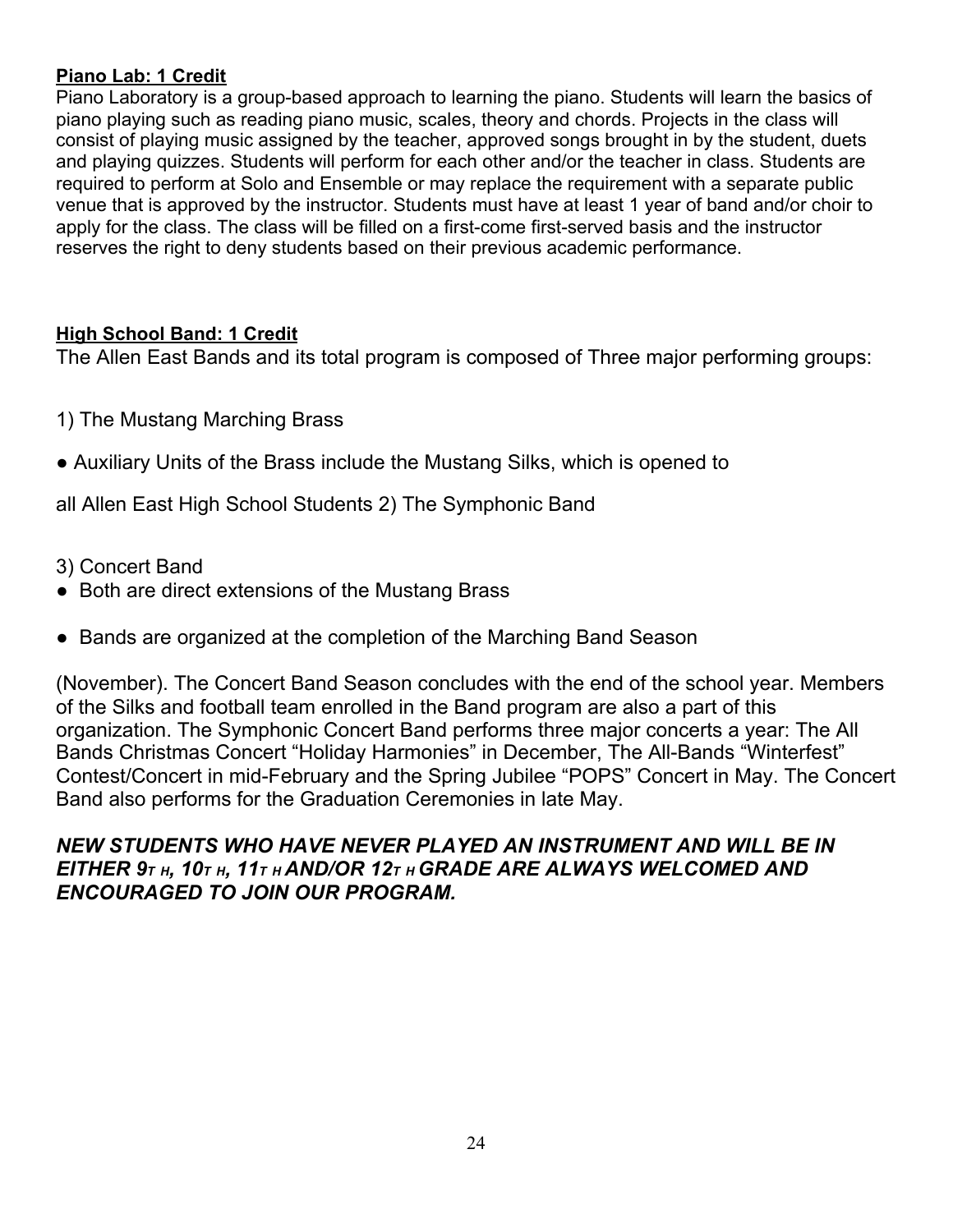**Piano Lab: 1 Credit**

Piano Laboratory is a group-based approach to learning the piano. Students will learn the basics of piano playing such as reading piano music, scales, theory and chords. Projects in the class will consist of playing music assigned by the teacher, approved songs brought in by the student, duets and playing quizzes. Students will perform for each other and/or the teacher in class. Students are required to perform at Solo and Ensemble or may replace the requirement with a separate public venue that is approved by the instructor. Students must have at least 1 year of band and/or choir to apply for the class. The class will be filled on a first-come first-served basis and the instructor reserves the right to deny students based on their previous academic performance.

**High School Band: 1 Credit**

The Allen East Bands and its total program is composed of Three major performing groups:

1) The Mustang Marching Brass

- Auxiliary Units of the Brass include the Mustang Silks, which is opened to

all Allen East High School Students 2) The Symphonic Band

3) Concert Band

- Both are direct extensions of the Mustang Brass
- Bands are organized at the completion of the Marching Band Season

(November). The Concert Band Season concludes with the end of the school year. Members of the Silks and football team enrolled in the Band program are also a part of this organization. The Symphonic Concert Band performs three major concerts a year: The All Bands Christmas Concert "Holiday Harmonies" in December, The All-Bands "Winterfest" Contest/Concert in mid-February and the Spring Jubilee "POPS" Concert in May. The Concert Band also performs for the Graduation Ceremonies in late May.

***NEW STUDENTS WHO HAVE NEVER PLAYED AN INSTRUMENT AND WILL BE IN EITHER 9TH, 10TH, 11TH AND/OR 12TH GRADE ARE ALWAYS WELCOMED AND ENCOURAGED TO JOIN OUR PROGRAM.***